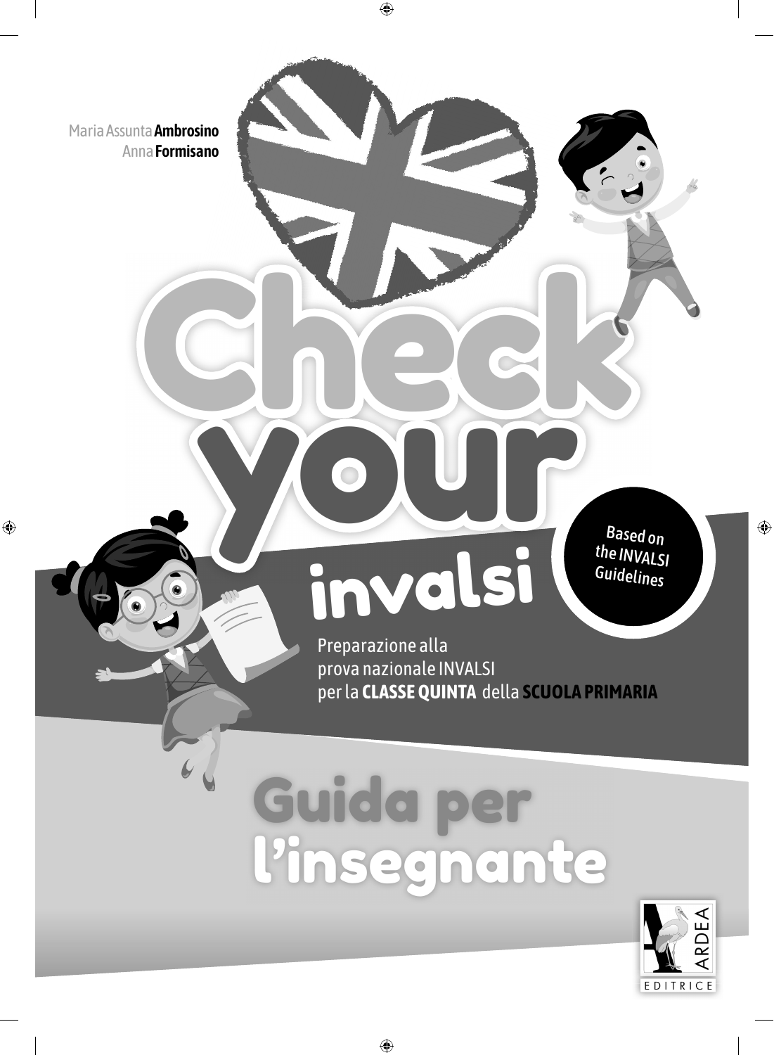Maria Assunta **Ambrosino**
Anna **Formisano**

# Check your invalsi

Based on the INVALSI Guidelines

Preparazione alla
prova nazionale INVALSI
per la **CLASSE QUINTA** della **SCUOLA PRIMARIA**

# Guida per l'insegnante

ARDEA EDITRICE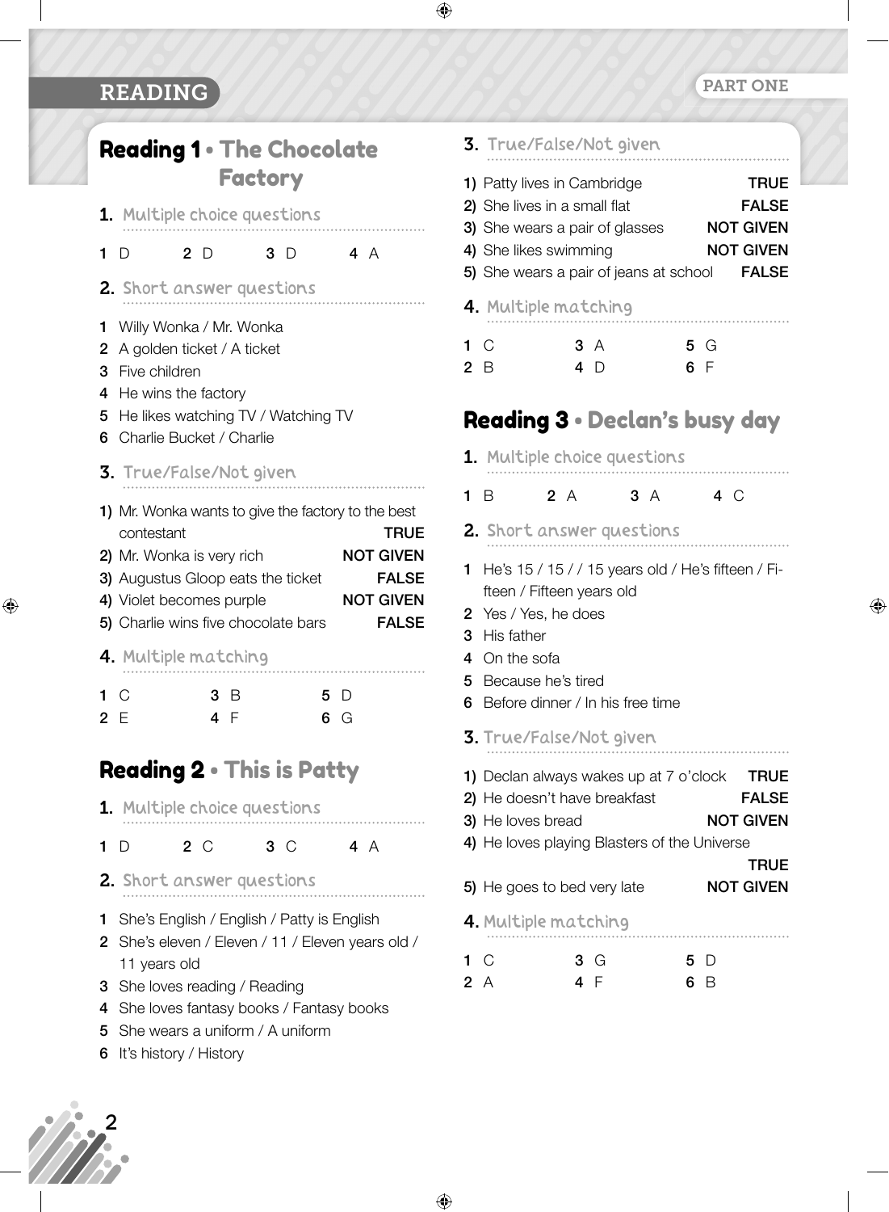# READING

PART ONE

## Reading 1 • The Chocolate Factory

### 1. Multiple choice questions

1 D 2 D 3 D 4 A

### 2. Short answer questions

1 Willy Wonka / Mr. Wonka
2 A golden ticket / A ticket
3 Five children
4 He wins the factory
5 He likes watching TV / Watching TV
6 Charlie Bucket / Charlie

### 3. True/False/Not given

1) Mr. Wonka wants to give the factory to the best contestant **TRUE**
2) Mr. Wonka is very rich **NOT GIVEN**
3) Augustus Gloop eats the ticket **FALSE**
4) Violet becomes purple **NOT GIVEN**
5) Charlie wins five chocolate bars **FALSE**

### 4. Multiple matching

1 C 3 B 5 D
2 E 4 F 6 G

## Reading 2 • This is Patty

### 1. Multiple choice questions

1 D 2 C 3 C 4 A

### 2. Short answer questions

1 She's English / English / Patty is English
2 She's eleven / Eleven / 11 / Eleven years old / 11 years old
3 She loves reading / Reading
4 She loves fantasy books / Fantasy books
5 She wears a uniform / A uniform
6 It's history / History

### 3. True/False/Not given

1) Patty lives in Cambridge **TRUE**
2) She lives in a small flat **FALSE**
3) She wears a pair of glasses **NOT GIVEN**
4) She likes swimming **NOT GIVEN**
5) She wears a pair of jeans at school **FALSE**

### 4. Multiple matching

1 C 3 A 5 G
2 B 4 D 6 F

## Reading 3 • Declan's busy day

### 1. Multiple choice questions

1 B 2 A 3 A 4 C

### 2. Short answer questions

1 He's 15 / 15 / / 15 years old / He's fifteen / Fifteen / Fifteen years old
2 Yes / Yes, he does
3 His father
4 On the sofa
5 Because he's tired
6 Before dinner / In his free time

### 3. True/False/Not given

1) Declan always wakes up at 7 o'clock **TRUE**
2) He doesn't have breakfast **FALSE**
3) He loves bread **NOT GIVEN**
4) He loves playing Blasters of the Universe **TRUE**
5) He goes to bed very late **NOT GIVEN**

### 4. Multiple matching

1 C 3 G 5 D
2 A 4 F 6 B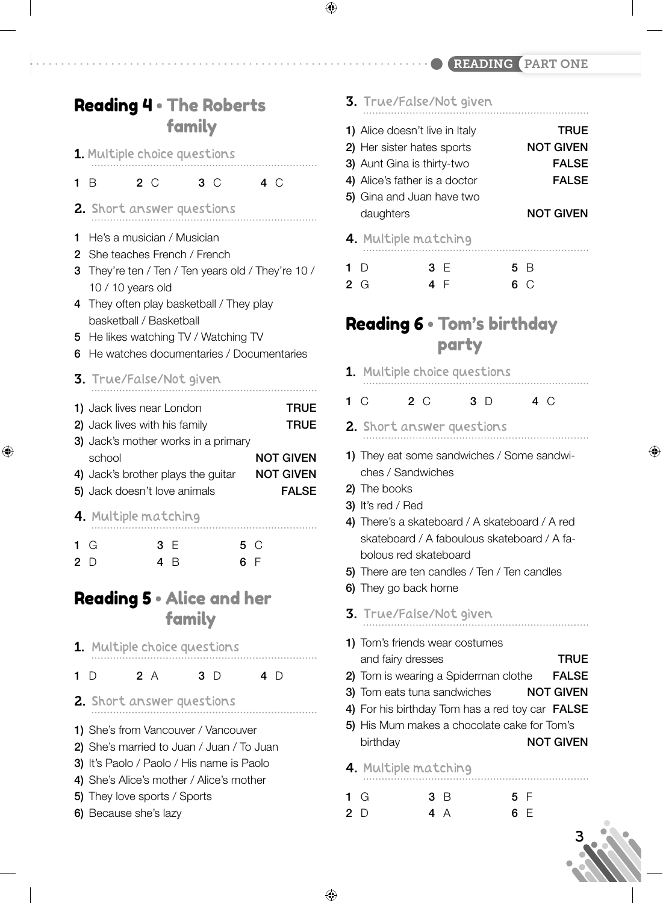## Reading 4 • The Roberts family

### 1. Multiple choice questions

1 B 2 C 3 C 4 C

### 2. Short answer questions

1 He's a musician / Musician
2 She teaches French / French
3 They're ten / Ten / Ten years old / They're 10 / 10 / 10 years old
4 They often play basketball / They play basketball / Basketball
5 He likes watching TV / Watching TV
6 He watches documentaries / Documentaries

### 3. True/False/Not given

| | |
|---|---|
| 1) Jack lives near London | TRUE |
| 2) Jack lives with his family | TRUE |
| 3) Jack's mother works in a primary school | NOT GIVEN |
| 4) Jack's brother plays the guitar | NOT GIVEN |
| 5) Jack doesn't love animals | FALSE |

### 4. Multiple matching

1 G 3 E 5 C
2 D 4 B 6 F

## Reading 5 • Alice and her family

### 1. Multiple choice questions

1 D 2 A 3 D 4 D

### 2. Short answer questions

1) She's from Vancouver / Vancouver
2) She's married to Juan / Juan / To Juan
3) It's Paolo / Paolo / His name is Paolo
4) She's Alice's mother / Alice's mother
5) They love sports / Sports
6) Because she's lazy

### 3. True/False/Not given

| | |
|---|---|
| 1) Alice doesn't live in Italy | TRUE |
| 2) Her sister hates sports | NOT GIVEN |
| 3) Aunt Gina is thirty-two | FALSE |
| 4) Alice's father is a doctor | FALSE |
| 5) Gina and Juan have two daughters | NOT GIVEN |

### 4. Multiple matching

1 D 3 E 5 B
2 G 4 F 6 C

## Reading 6 • Tom's birthday party

### 1. Multiple choice questions

1 C 2 C 3 D 4 C

### 2. Short answer questions

1) They eat some sandwiches / Some sandwiches / Sandwiches
2) The books
3) It's red / Red
4) There's a skateboard / A skateboard / A red skateboard / A faboulous skateboard / A fabolous red skateboard
5) There are ten candles / Ten / Ten candles
6) They go back home

### 3. True/False/Not given

| | |
|---|---|
| 1) Tom's friends wear costumes and fairy dresses | TRUE |
| 2) Tom is wearing a Spiderman clothe | FALSE |
| 3) Tom eats tuna sandwiches | NOT GIVEN |
| 4) For his birthday Tom has a red toy car | FALSE |
| 5) His Mum makes a chocolate cake for Tom's birthday | NOT GIVEN |

### 4. Multiple matching

1 G 3 B 5 F
2 D 4 A 6 E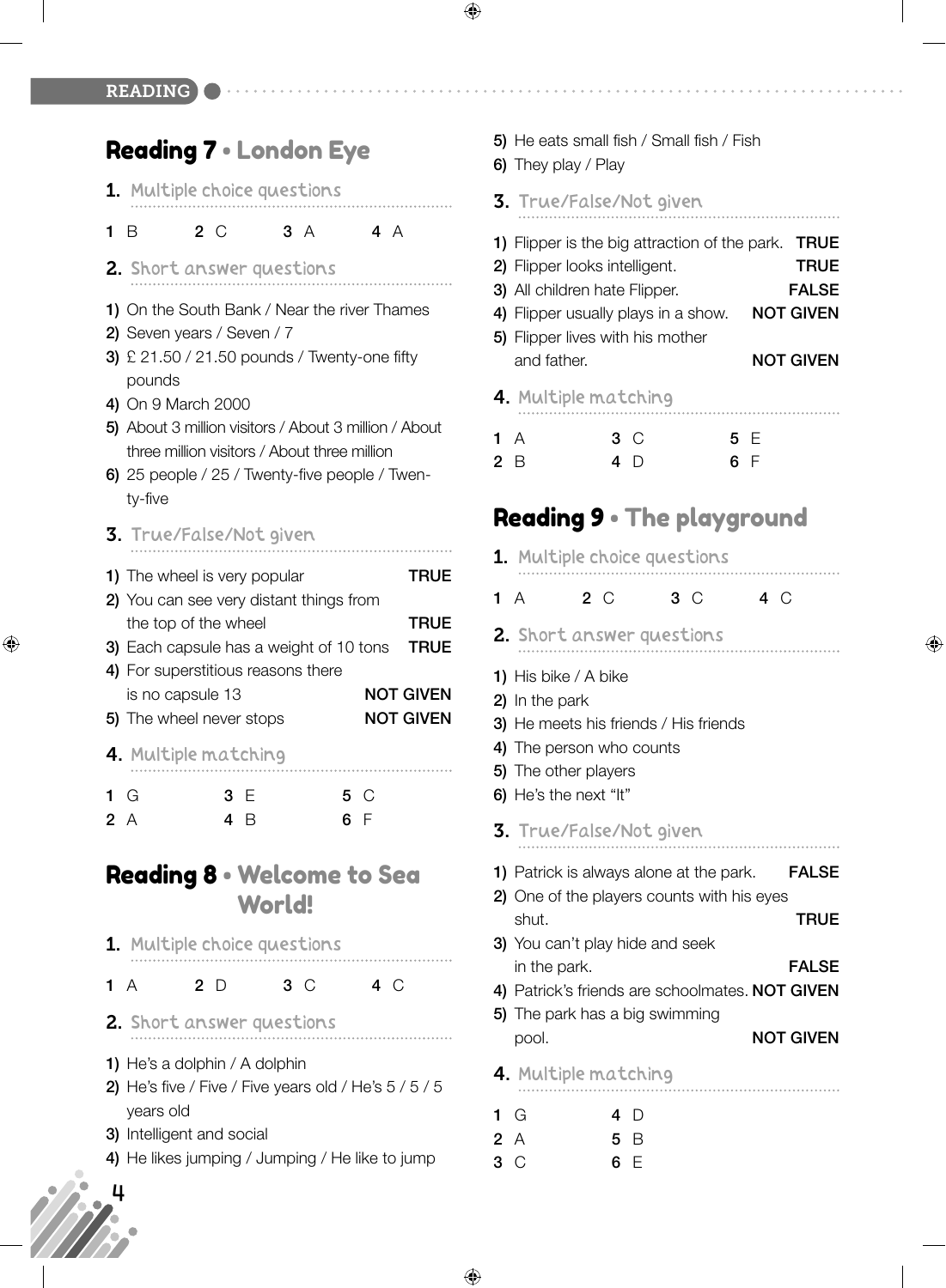## Reading 7 • London Eye

### 1. Multiple choice questions

**1** B  **2** C  **3** A  **4** A

### 2. Short answer questions

1) On the South Bank / Near the river Thames
2) Seven years / Seven / 7
3) £ 21.50 / 21.50 pounds / Twenty-one fifty pounds
4) On 9 March 2000
5) About 3 million visitors / About 3 million / About three million visitors / About three million
6) 25 people / 25 / Twenty-five people / Twenty-five

### 3. True/False/Not given

1) The wheel is very popular — TRUE
2) You can see very distant things from the top of the wheel — TRUE
3) Each capsule has a weight of 10 tons — TRUE
4) For superstitious reasons there is no capsule 13 — NOT GIVEN
5) The wheel never stops — NOT GIVEN

### 4. Multiple matching

**1** G  **2** A  **3** E  **4** B  **5** C  **6** F

## Reading 8 • Welcome to Sea World!

### 1. Multiple choice questions

**1** A  **2** D  **3** C  **4** C

### 2. Short answer questions

1) He's a dolphin / A dolphin
2) He's five / Five / Five years old / He's 5 / 5 / 5 years old
3) Intelligent and social
4) He likes jumping / Jumping / He like to jump
5) He eats small fish / Small fish / Fish
6) They play / Play

### 3. True/False/Not given

1) Flipper is the big attraction of the park. — TRUE
2) Flipper looks intelligent. — TRUE
3) All children hate Flipper. — FALSE
4) Flipper usually plays in a show. — NOT GIVEN
5) Flipper lives with his mother and father. — NOT GIVEN

### 4. Multiple matching

**1** A  **2** B  **3** C  **4** D  **5** E  **6** F

## Reading 9 • The playground

### 1. Multiple choice questions

**1** A  **2** C  **3** C  **4** C

### 2. Short answer questions

1) His bike / A bike
2) In the park
3) He meets his friends / His friends
4) The person who counts
5) The other players
6) He's the next "It"

### 3. True/False/Not given

1) Patrick is always alone at the park. — FALSE
2) One of the players counts with his eyes shut. — TRUE
3) You can't play hide and seek in the park. — FALSE
4) Patrick's friends are schoolmates. — NOT GIVEN
5) The park has a big swimming pool. — NOT GIVEN

### 4. Multiple matching

**1** G  **2** A  **3** C  **4** D  **5** B  **6** E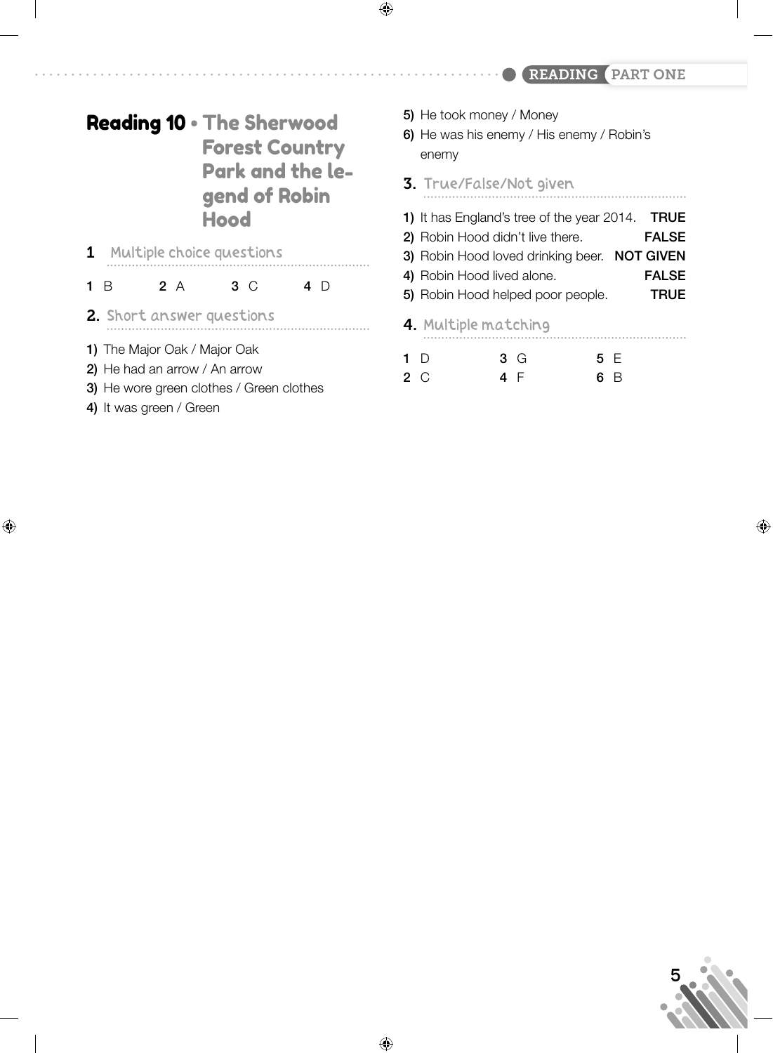# Reading 10 • The Sherwood Forest Country Park and the legend of Robin Hood

## 1 Multiple choice questions

**1** B **2** A **3** C **4** D

## 2. Short answer questions

**1)** The Major Oak / Major Oak
**2)** He had an arrow / An arrow
**3)** He wore green clothes / Green clothes
**4)** It was green / Green
**5)** He took money / Money
**6)** He was his enemy / His enemy / Robin's enemy

## 3. True/False/Not given

**1)** It has England's tree of the year 2014. **TRUE**
**2)** Robin Hood didn't live there. **FALSE**
**3)** Robin Hood loved drinking beer. **NOT GIVEN**
**4)** Robin Hood lived alone. **FALSE**
**5)** Robin Hood helped poor people. **TRUE**

## 4. Multiple matching

**1** D **3** G **5** E
**2** C **4** F **6** B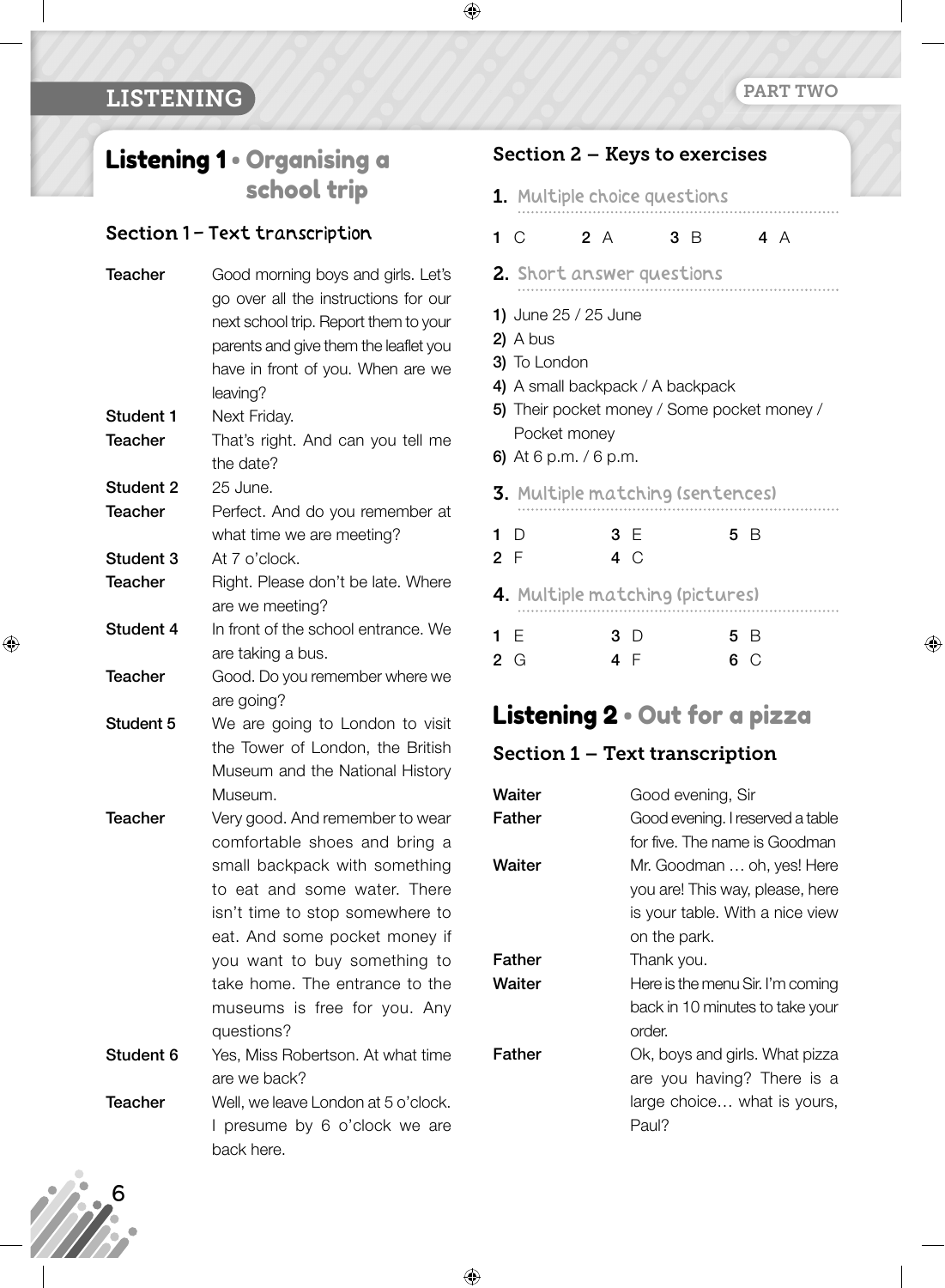# LISTENING

## Listening 1 • Organising a school trip

### Section 1 – Text transcription

**Teacher** Good morning boys and girls. Let's go over all the instructions for our next school trip. Report them to your parents and give them the leaflet you have in front of you. When are we leaving?

**Student 1** Next Friday.

**Teacher** That's right. And can you tell me the date?

**Student 2** 25 June.

**Teacher** Perfect. And do you remember at what time we are meeting?

**Student 3** At 7 o'clock.

**Teacher** Right. Please don't be late. Where are we meeting?

**Student 4** In front of the school entrance. We are taking a bus.

**Teacher** Good. Do you remember where we are going?

**Student 5** We are going to London to visit the Tower of London, the British Museum and the National History Museum.

**Teacher** Very good. And remember to wear comfortable shoes and bring a small backpack with something to eat and some water. There isn't time to stop somewhere to eat. And some pocket money if you want to buy something to take home. The entrance to the museums is free for you. Any questions?

**Student 6** Yes, Miss Robertson. At what time are we back?

**Teacher** Well, we leave London at 5 o'clock. I presume by 6 o'clock we are back here.

### Section 2 – Keys to exercises

**1.** Multiple choice questions

**1** C **2** A **3** B **4** A

**2.** Short answer questions

**1)** June 25 / 25 June
**2)** A bus
**3)** To London
**4)** A small backpack / A backpack
**5)** Their pocket money / Some pocket money / Pocket money
**6)** At 6 p.m. / 6 p.m.

**3.** Multiple matching (sentences)

**1** D **2** F **3** E **4** C **5** B

**4.** Multiple matching (pictures)

**1** E **2** G **3** D **4** F **5** B **6** C

## Listening 2 • Out for a pizza

### Section 1 – Text transcription

**Waiter** Good evening, Sir

**Father** Good evening. I reserved a table for five. The name is Goodman

**Waiter** Mr. Goodman … oh, yes! Here you are! This way, please, here is your table. With a nice view on the park.

**Father** Thank you.

**Waiter** Here is the menu Sir. I'm coming back in 10 minutes to take your order.

**Father** Ok, boys and girls. What pizza are you having? There is a large choice… what is yours, Paul?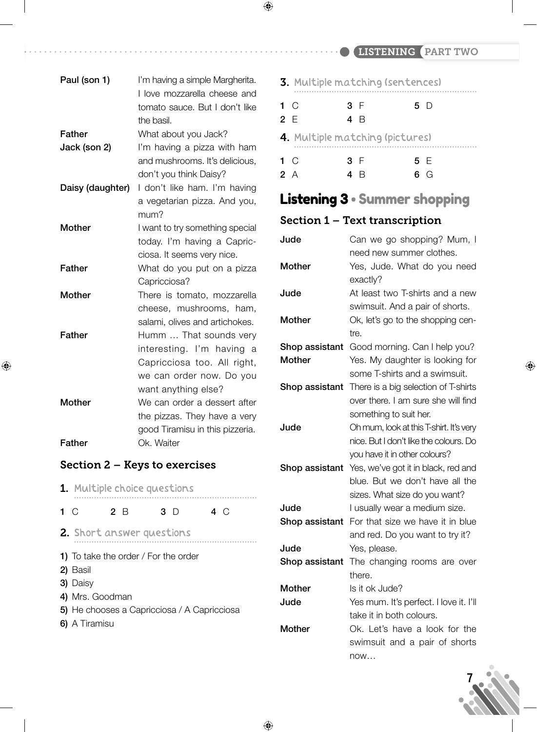| | |
|---|---|
| **Paul (son 1)** | I'm having a simple Margherita. I love mozzarella cheese and tomato sauce. But I don't like the basil. |
| **Father** | What about you Jack? |
| **Jack (son 2)** | I'm having a pizza with ham and mushrooms. It's delicious, don't you think Daisy? |
| **Daisy (daughter)** | I don't like ham. I'm having a vegetarian pizza. And you, mum? |
| **Mother** | I want to try something special today. I'm having a Capricciosa. It seems very nice. |
| **Father** | What do you put on a pizza Capricciosa? |
| **Mother** | There is tomato, mozzarella cheese, mushrooms, ham, salami, olives and artichokes. |
| **Father** | Humm … That sounds very interesting. I'm having a Capricciosa too. All right, we can order now. Do you want anything else? |
| **Mother** | We can order a dessert after the pizzas. They have a very good Tiramisu in this pizzeria. |
| **Father** | Ok. Waiter |

### Section 2 – Keys to exercises

**1.** Multiple choice questions

**1** C **2** B **3** D **4** C

**2.** Short answer questions

1) To take the order / For the order
2) Basil
3) Daisy
4) Mrs. Goodman
5) He chooses a Capricciosa / A Capricciosa
6) A Tiramisu

**3.** Multiple matching (sentences)

**1** C **2** E **3** F **4** B **5** D

**4.** Multiple matching (pictures)

**1** C **2** A **3** F **4** B **5** E **6** G

## Listening 3 • Summer shopping

### Section 1 – Text transcription

| | |
|---|---|
| **Jude** | Can we go shopping? Mum, I need new summer clothes. |
| **Mother** | Yes, Jude. What do you need exactly? |
| **Jude** | At least two T-shirts and a new swimsuit. And a pair of shorts. |
| **Mother** | Ok, let's go to the shopping centre. |
| **Shop assistant** | Good morning. Can I help you? |
| **Mother** | Yes. My daughter is looking for some T-shirts and a swimsuit. |
| **Shop assistant** | There is a big selection of T-shirts over there. I am sure she will find something to suit her. |
| **Jude** | Oh mum, look at this T-shirt. It's very nice. But I don't like the colours. Do you have it in other colours? |
| **Shop assistant** | Yes, we've got it in black, red and blue. But we don't have all the sizes. What size do you want? |
| **Jude** | I usually wear a medium size. |
| **Shop assistant** | For that size we have it in blue and red. Do you want to try it? |
| **Jude** | Yes, please. |
| **Shop assistant** | The changing rooms are over there. |
| **Mother** | Is it ok Jude? |
| **Jude** | Yes mum. It's perfect. I love it. I'll take it in both colours. |
| **Mother** | Ok. Let's have a look for the swimsuit and a pair of shorts now… |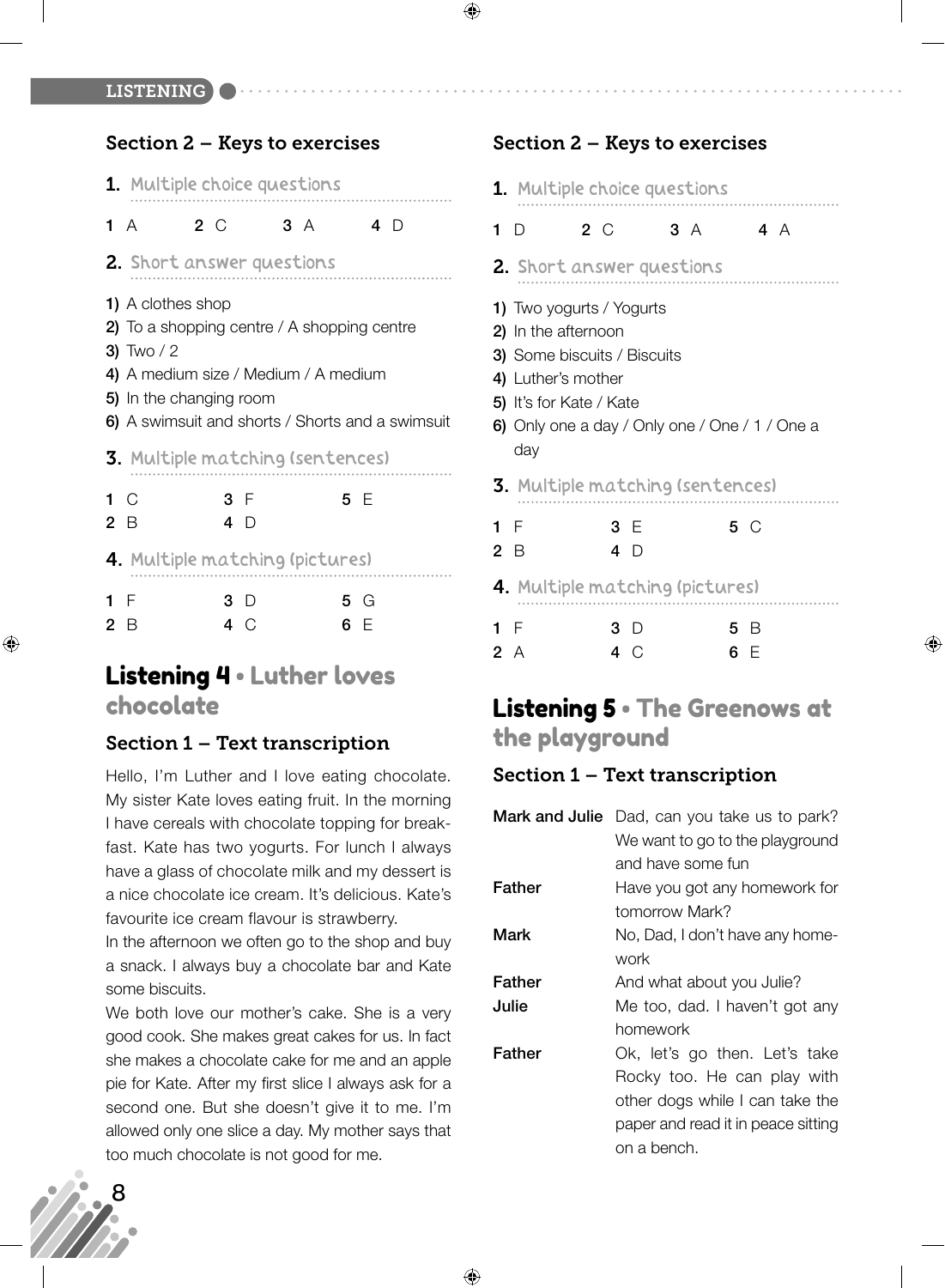## Section 2 – Keys to exercises

**1.** Multiple choice questions

**1** A  **2** C  **3** A  **4** D

**2.** Short answer questions

1) A clothes shop
2) To a shopping centre / A shopping centre
3) Two / 2
4) A medium size / Medium / A medium
5) In the changing room
6) A swimsuit and shorts / Shorts and a swimsuit

**3.** Multiple matching (sentences)

**1** C  **2** B  **3** F  **4** D  **5** E

**4.** Multiple matching (pictures)

**1** F  **2** B  **3** D  **4** C  **5** G  **6** E

# Listening 4 • Luther loves chocolate

## Section 1 – Text transcription

Hello, I'm Luther and I love eating chocolate. My sister Kate loves eating fruit. In the morning I have cereals with chocolate topping for breakfast. Kate has two yogurts. For lunch I always have a glass of chocolate milk and my dessert is a nice chocolate ice cream. It's delicious. Kate's favourite ice cream flavour is strawberry.

In the afternoon we often go to the shop and buy a snack. I always buy a chocolate bar and Kate some biscuits.

We both love our mother's cake. She is a very good cook. She makes great cakes for us. In fact she makes a chocolate cake for me and an apple pie for Kate. After my first slice I always ask for a second one. But she doesn't give it to me. I'm allowed only one slice a day. My mother says that too much chocolate is not good for me.

## Section 2 – Keys to exercises

**1.** Multiple choice questions

**1** D  **2** C  **3** A  **4** A

**2.** Short answer questions

1) Two yogurts / Yogurts
2) In the afternoon
3) Some biscuits / Biscuits
4) Luther's mother
5) It's for Kate / Kate
6) Only one a day / Only one / One / 1 / One a day

**3.** Multiple matching (sentences)

**1** F  **2** B  **3** E  **4** D  **5** C

**4.** Multiple matching (pictures)

**1** F  **2** A  **3** D  **4** C  **5** B  **6** E

# Listening 5 • The Greenows at the playground

## Section 1 – Text transcription

**Mark and Julie** Dad, can you take us to park? We want to go to the playground and have some fun

**Father** Have you got any homework for tomorrow Mark?

**Mark** No, Dad, I don't have any homework

**Father** And what about you Julie?

**Julie** Me too, dad. I haven't got any homework

**Father** Ok, let's go then. Let's take Rocky too. He can play with other dogs while I can take the paper and read it in peace sitting on a bench.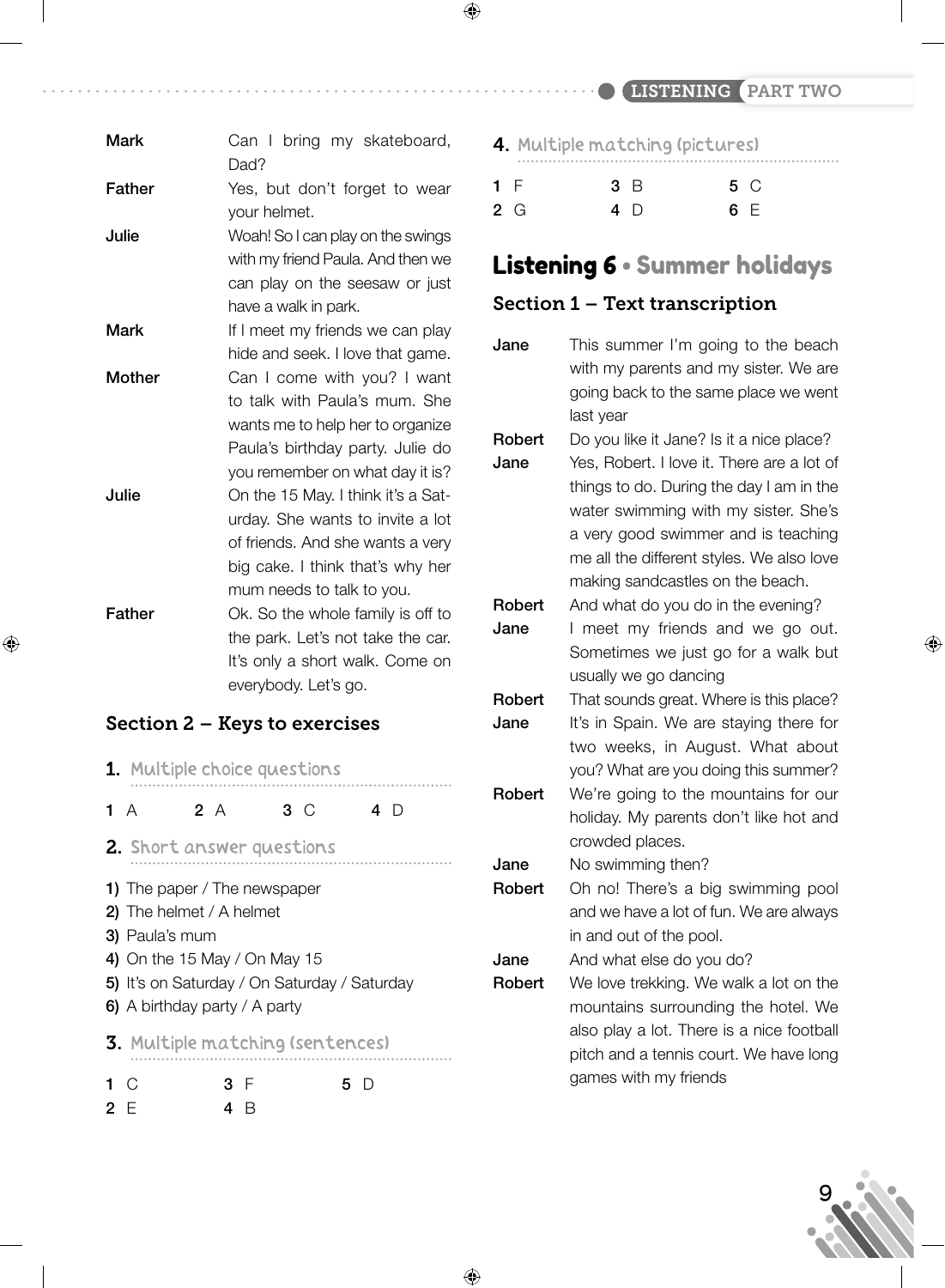**Mark** Can I bring my skateboard, Dad?

**Father** Yes, but don't forget to wear your helmet.

**Julie** Woah! So I can play on the swings with my friend Paula. And then we can play on the seesaw or just have a walk in park.

**Mark** If I meet my friends we can play hide and seek. I love that game.

**Mother** Can I come with you? I want to talk with Paula's mum. She wants me to help her to organize Paula's birthday party. Julie do you remember on what day it is?

**Julie** On the 15 May. I think it's a Saturday. She wants to invite a lot of friends. And she wants a very big cake. I think that's why her mum needs to talk to you.

**Father** Ok. So the whole family is off to the park. Let's not take the car. It's only a short walk. Come on everybody. Let's go.

### Section 2 – Keys to exercises

**1.** Multiple choice questions

**1** A **2** A **3** C **4** D

**2.** Short answer questions

1) The paper / The newspaper
2) The helmet / A helmet
3) Paula's mum
4) On the 15 May / On May 15
5) It's on Saturday / On Saturday / Saturday
6) A birthday party / A party

**3.** Multiple matching (sentences)

**1** C **2** E **3** F **4** B **5** D

**4.** Multiple matching (pictures)

**1** F **2** G **3** B **4** D **5** C **6** E

## Listening 6 • Summer holidays

### Section 1 – Text transcription

**Jane** This summer I'm going to the beach with my parents and my sister. We are going back to the same place we went last year

**Robert** Do you like it Jane? Is it a nice place?

**Jane** Yes, Robert. I love it. There are a lot of things to do. During the day I am in the water swimming with my sister. She's a very good swimmer and is teaching me all the different styles. We also love making sandcastles on the beach.

**Robert** And what do you do in the evening?

**Jane** I meet my friends and we go out. Sometimes we just go for a walk but usually we go dancing

**Robert** That sounds great. Where is this place?

**Jane** It's in Spain. We are staying there for two weeks, in August. What about you? What are you doing this summer?

**Robert** We're going to the mountains for our holiday. My parents don't like hot and crowded places.

**Jane** No swimming then?

**Robert** Oh no! There's a big swimming pool and we have a lot of fun. We are always in and out of the pool.

**Jane** And what else do you do?

**Robert** We love trekking. We walk a lot on the mountains surrounding the hotel. We also play a lot. There is a nice football pitch and a tennis court. We have long games with my friends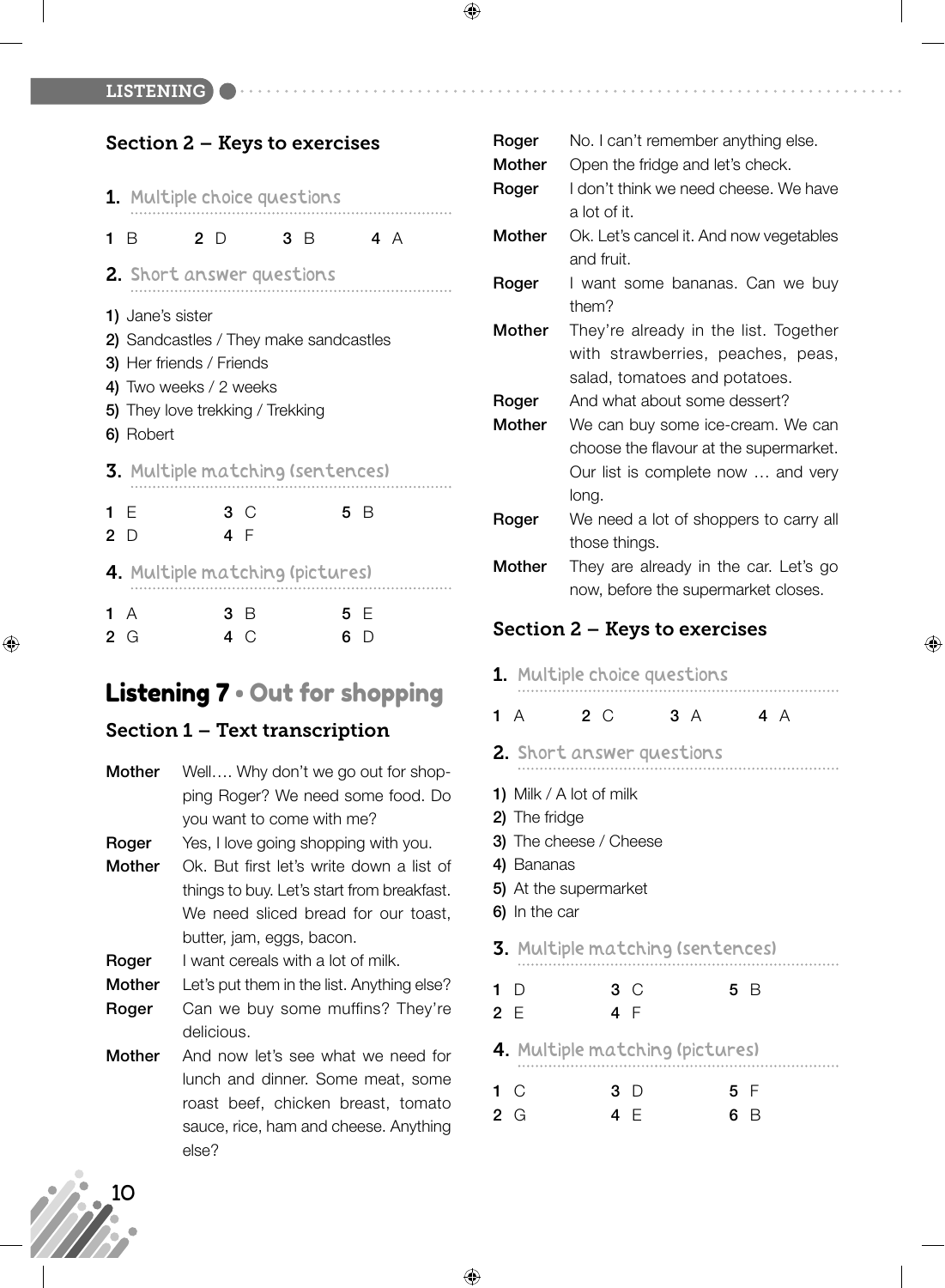### Section 2 – Keys to exercises

**1.** Multiple choice questions

**1** B **2** D **3** B **4** A

**2.** Short answer questions

1) Jane's sister
2) Sandcastles / They make sandcastles
3) Her friends / Friends
4) Two weeks / 2 weeks
5) They love trekking / Trekking
6) Robert

**3.** Multiple matching (sentences)

**1** E **3** C **5** B
**2** D **4** F

**4.** Multiple matching (pictures)

**1** A **3** B **5** E
**2** G **4** C **6** D

## Listening 7 • Out for shopping

### Section 1 – Text transcription

**Mother** Well…. Why don't we go out for shopping Roger? We need some food. Do you want to come with me?

**Roger** Yes, I love going shopping with you.

**Mother** Ok. But first let's write down a list of things to buy. Let's start from breakfast. We need sliced bread for our toast, butter, jam, eggs, bacon.

**Roger** I want cereals with a lot of milk.

**Mother** Let's put them in the list. Anything else?

**Roger** Can we buy some muffins? They're delicious.

**Mother** And now let's see what we need for lunch and dinner. Some meat, some roast beef, chicken breast, tomato sauce, rice, ham and cheese. Anything else?

**Roger** No. I can't remember anything else.

**Mother** Open the fridge and let's check.

**Roger** I don't think we need cheese. We have a lot of it.

**Mother** Ok. Let's cancel it. And now vegetables and fruit.

**Roger** I want some bananas. Can we buy them?

**Mother** They're already in the list. Together with strawberries, peaches, peas, salad, tomatoes and potatoes.

**Roger** And what about some dessert?

**Mother** We can buy some ice-cream. We can choose the flavour at the supermarket. Our list is complete now … and very long.

**Roger** We need a lot of shoppers to carry all those things.

**Mother** They are already in the car. Let's go now, before the supermarket closes.

### Section 2 – Keys to exercises

**1.** Multiple choice questions

**1** A **2** C **3** A **4** A

**2.** Short answer questions

1) Milk / A lot of milk
2) The fridge
3) The cheese / Cheese
4) Bananas
5) At the supermarket
6) In the car

**3.** Multiple matching (sentences)

**1** D **3** C **5** B
**2** E **4** F

**4.** Multiple matching (pictures)

**1** C **3** D **5** F
**2** G **4** E **6** B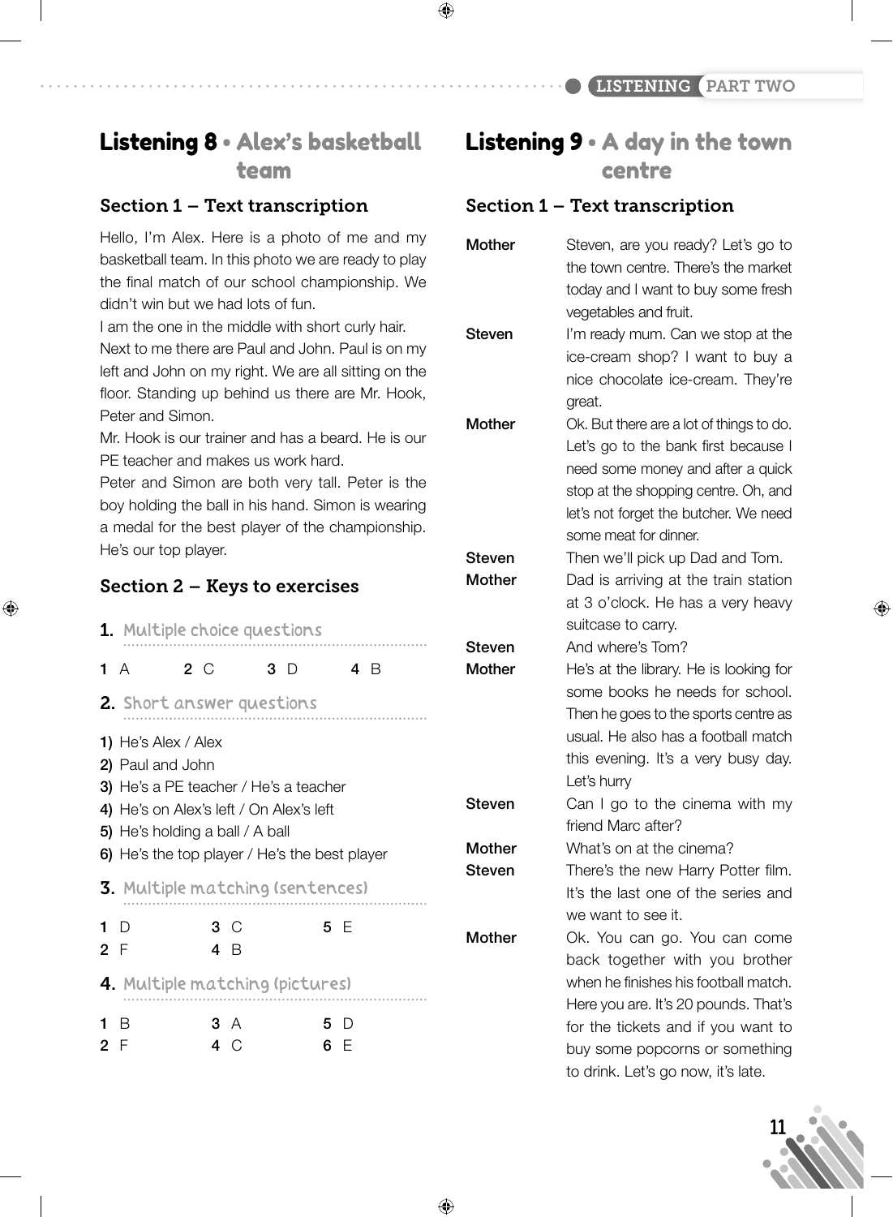## Listening 8 • Alex's basketball team

### Section 1 – Text transcription

Hello, I'm Alex. Here is a photo of me and my basketball team. In this photo we are ready to play the final match of our school championship. We didn't win but we had lots of fun.

I am the one in the middle with short curly hair.

Next to me there are Paul and John. Paul is on my left and John on my right. We are all sitting on the floor. Standing up behind us there are Mr. Hook, Peter and Simon.

Mr. Hook is our trainer and has a beard. He is our PE teacher and makes us work hard.

Peter and Simon are both very tall. Peter is the boy holding the ball in his hand. Simon is wearing a medal for the best player of the championship. He's our top player.

### Section 2 – Keys to exercises

**1. Multiple choice questions**

**1** A **2** C **3** D **4** B

**2. Short answer questions**

1) He's Alex / Alex
2) Paul and John
3) He's a PE teacher / He's a teacher
4) He's on Alex's left / On Alex's left
5) He's holding a ball / A ball
6) He's the top player / He's the best player

**3. Multiple matching (sentences)**

**1** D **3** C **5** E
**2** F **4** B

**4. Multiple matching (pictures)**

**1** B **3** A **5** D
**2** F **4** C **6** E

## Listening 9 • A day in the town centre

### Section 1 – Text transcription

**Mother** Steven, are you ready? Let's go to the town centre. There's the market today and I want to buy some fresh vegetables and fruit.

**Steven** I'm ready mum. Can we stop at the ice-cream shop? I want to buy a nice chocolate ice-cream. They're great.

**Mother** Ok. But there are a lot of things to do. Let's go to the bank first because I need some money and after a quick stop at the shopping centre. Oh, and let's not forget the butcher. We need some meat for dinner.

**Steven** Then we'll pick up Dad and Tom.

**Mother** Dad is arriving at the train station at 3 o'clock. He has a very heavy suitcase to carry.

**Steven** And where's Tom?

**Mother** He's at the library. He is looking for some books he needs for school. Then he goes to the sports centre as usual. He also has a football match this evening. It's a very busy day. Let's hurry

**Steven** Can I go to the cinema with my friend Marc after?

**Mother** What's on at the cinema?

**Steven** There's the new Harry Potter film. It's the last one of the series and we want to see it.

**Mother** Ok. You can go. You can come back together with you brother when he finishes his football match. Here you are. It's 20 pounds. That's for the tickets and if you want to buy some popcorns or something to drink. Let's go now, it's late.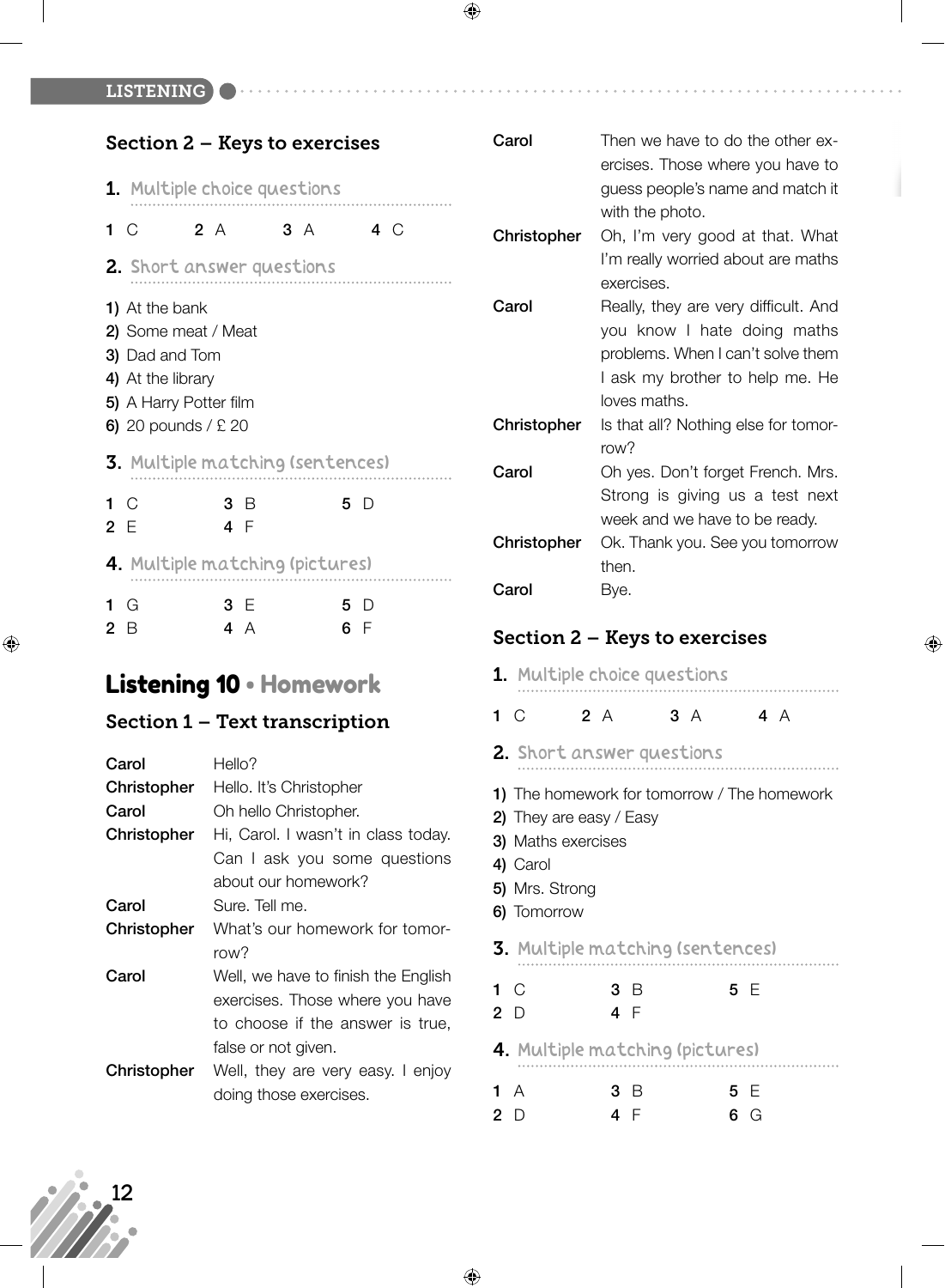## Section 2 – Keys to exercises

### 1. Multiple choice questions

**1** C  **2** A  **3** A  **4** C

### 2. Short answer questions

**1)** At the bank
**2)** Some meat / Meat
**3)** Dad and Tom
**4)** At the library
**5)** A Harry Potter film
**6)** 20 pounds / £ 20

### 3. Multiple matching (sentences)

**1** C  **3** B  **5** D
**2** E  **4** F

### 4. Multiple matching (pictures)

**1** G  **3** E  **5** D
**2** B  **4** A  **6** F

# Listening 10 • Homework

## Section 1 – Text transcription

**Carol** Hello?

**Christopher** Hello. It's Christopher

**Carol** Oh hello Christopher.

**Christopher** Hi, Carol. I wasn't in class today. Can I ask you some questions about our homework?

**Carol** Sure. Tell me.

**Christopher** What's our homework for tomorrow?

**Carol** Well, we have to finish the English exercises. Those where you have to choose if the answer is true, false or not given.

**Christopher** Well, they are very easy. I enjoy doing those exercises.

**Carol** Then we have to do the other exercises. Those where you have to guess people's name and match it with the photo.

**Christopher** Oh, I'm very good at that. What I'm really worried about are maths exercises.

**Carol** Really, they are very difficult. And you know I hate doing maths problems. When I can't solve them I ask my brother to help me. He loves maths.

**Christopher** Is that all? Nothing else for tomorrow?

**Carol** Oh yes. Don't forget French. Mrs. Strong is giving us a test next week and we have to be ready.

**Christopher** Ok. Thank you. See you tomorrow then.

**Carol** Bye.

## Section 2 – Keys to exercises

### 1. Multiple choice questions

**1** C  **2** A  **3** A  **4** A

### 2. Short answer questions

**1)** The homework for tomorrow / The homework
**2)** They are easy / Easy
**3)** Maths exercises
**4)** Carol
**5)** Mrs. Strong
**6)** Tomorrow

### 3. Multiple matching (sentences)

**1** C  **3** B  **5** E
**2** D  **4** F

### 4. Multiple matching (pictures)

**1** A  **3** B  **5** E
**2** D  **4** F  **6** G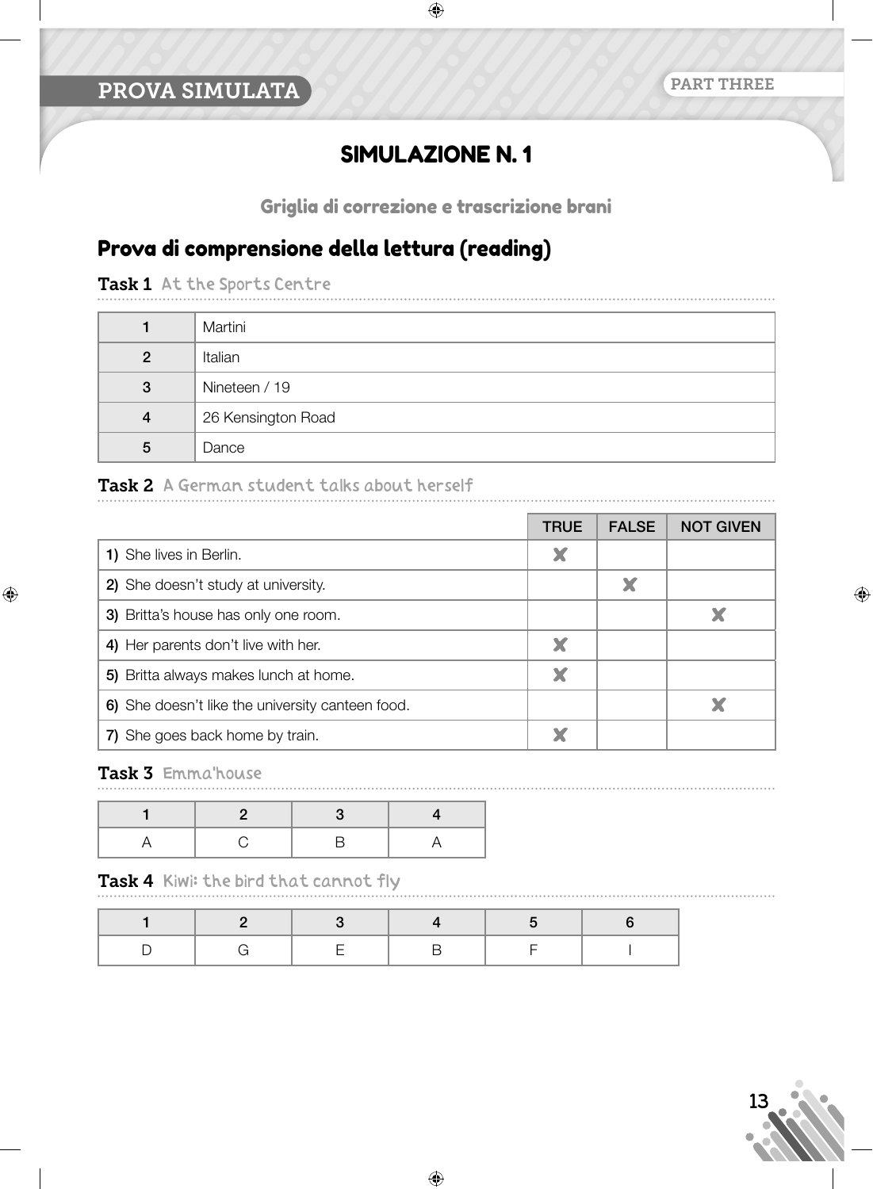PROVA SIMULATA

PART THREE

# SIMULAZIONE N. 1

### Griglia di correzione e trascrizione brani

## Prova di comprensione della lettura (reading)

**Task 1** At the Sports Centre

| | |
|---|---|
| 1 | Martini |
| 2 | Italian |
| 3 | Nineteen / 19 |
| 4 | 26 Kensington Road |
| 5 | Dance |

**Task 2** A German student talks about herself

| | TRUE | FALSE | NOT GIVEN |
|---|---|---|---|
| **1)** She lives in Berlin. | ✘ | | |
| **2)** She doesn't study at university. | | ✘ | |
| **3)** Britta's house has only one room. | | | ✘ |
| **4)** Her parents don't live with her. | ✘ | | |
| **5)** Britta always makes lunch at home. | ✘ | | |
| **6)** She doesn't like the university canteen food. | | | ✘ |
| **7)** She goes back home by train. | ✘ | | |

**Task 3** Emma'house

| 1 | 2 | 3 | 4 |
|---|---|---|---|
| A | C | B | A |

**Task 4** Kiwi: the bird that cannot fly

| 1 | 2 | 3 | 4 | 5 | 6 |
|---|---|---|---|---|---|
| D | G | E | B | F | I |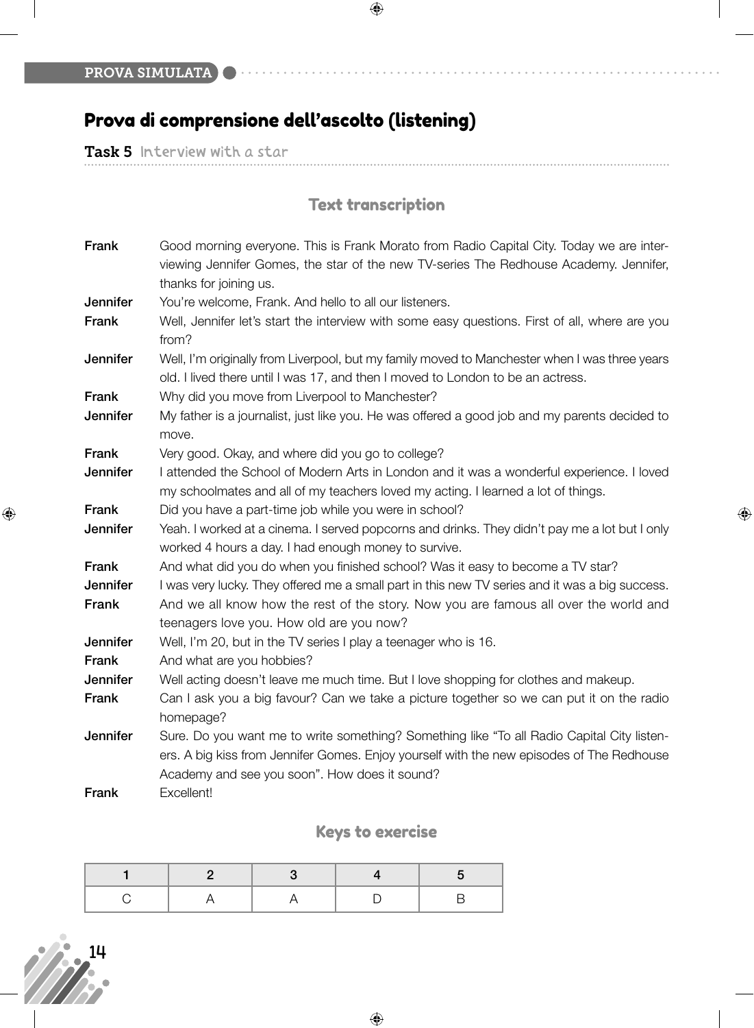PROVA SIMULATA

# Prova di comprensione dell'ascolto (listening)

**Task 5** Interview with a star

## Text transcription

**Frank** Good morning everyone. This is Frank Morato from Radio Capital City. Today we are interviewing Jennifer Gomes, the star of the new TV-series The Redhouse Academy. Jennifer, thanks for joining us.

**Jennifer** You're welcome, Frank. And hello to all our listeners.

**Frank** Well, Jennifer let's start the interview with some easy questions. First of all, where are you from?

**Jennifer** Well, I'm originally from Liverpool, but my family moved to Manchester when I was three years old. I lived there until I was 17, and then I moved to London to be an actress.

**Frank** Why did you move from Liverpool to Manchester?

**Jennifer** My father is a journalist, just like you. He was offered a good job and my parents decided to move.

**Frank** Very good. Okay, and where did you go to college?

**Jennifer** I attended the School of Modern Arts in London and it was a wonderful experience. I loved my schoolmates and all of my teachers loved my acting. I learned a lot of things.

**Frank** Did you have a part-time job while you were in school?

**Jennifer** Yeah. I worked at a cinema. I served popcorns and drinks. They didn't pay me a lot but I only worked 4 hours a day. I had enough money to survive.

**Frank** And what did you do when you finished school? Was it easy to become a TV star?

**Jennifer** I was very lucky. They offered me a small part in this new TV series and it was a big success.

**Frank** And we all know how the rest of the story. Now you are famous all over the world and teenagers love you. How old are you now?

**Jennifer** Well, I'm 20, but in the TV series I play a teenager who is 16.

**Frank** And what are you hobbies?

**Jennifer** Well acting doesn't leave me much time. But I love shopping for clothes and makeup.

**Frank** Can I ask you a big favour? Can we take a picture together so we can put it on the radio homepage?

**Jennifer** Sure. Do you want me to write something? Something like "To all Radio Capital City listeners. A big kiss from Jennifer Gomes. Enjoy yourself with the new episodes of The Redhouse Academy and see you soon". How does it sound?

**Frank** Excellent!

## Keys to exercise

| 1 | 2 | 3 | 4 | 5 |
|---|---|---|---|---|
| C | A | A | D | B |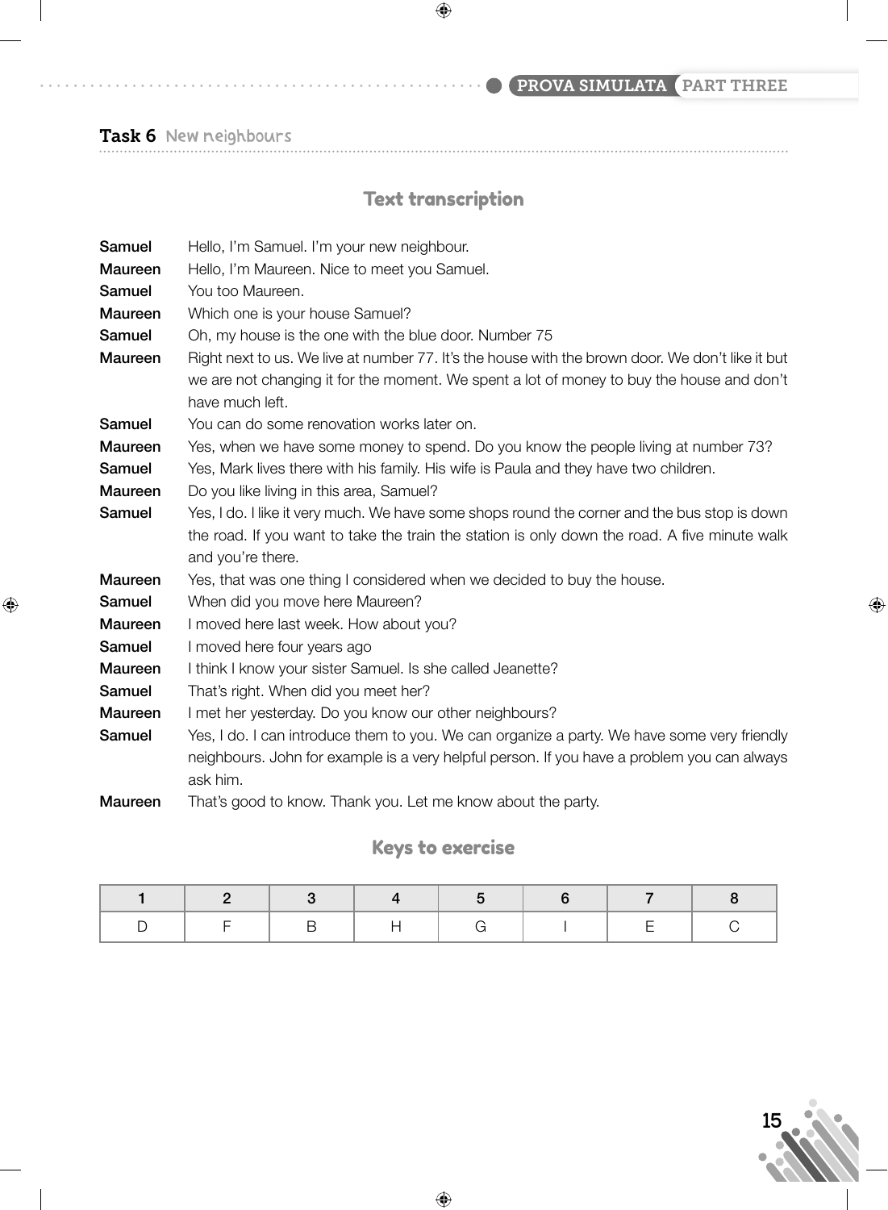## Task 6 New neighbours

### Text transcription

**Samuel** Hello, I'm Samuel. I'm your new neighbour.

**Maureen** Hello, I'm Maureen. Nice to meet you Samuel.

**Samuel** You too Maureen.

**Maureen** Which one is your house Samuel?

**Samuel** Oh, my house is the one with the blue door. Number 75

**Maureen** Right next to us. We live at number 77. It's the house with the brown door. We don't like it but we are not changing it for the moment. We spent a lot of money to buy the house and don't have much left.

**Samuel** You can do some renovation works later on.

**Maureen** Yes, when we have some money to spend. Do you know the people living at number 73?

**Samuel** Yes, Mark lives there with his family. His wife is Paula and they have two children.

**Maureen** Do you like living in this area, Samuel?

**Samuel** Yes, I do. I like it very much. We have some shops round the corner and the bus stop is down the road. If you want to take the train the station is only down the road. A five minute walk and you're there.

**Maureen** Yes, that was one thing I considered when we decided to buy the house.

**Samuel** When did you move here Maureen?

**Maureen** I moved here last week. How about you?

**Samuel** I moved here four years ago

**Maureen** I think I know your sister Samuel. Is she called Jeanette?

**Samuel** That's right. When did you meet her?

**Maureen** I met her yesterday. Do you know our other neighbours?

**Samuel** Yes, I do. I can introduce them to you. We can organize a party. We have some very friendly neighbours. John for example is a very helpful person. If you have a problem you can always ask him.

**Maureen** That's good to know. Thank you. Let me know about the party.

### Keys to exercise

| 1 | 2 | 3 | 4 | 5 | 6 | 7 | 8 |
|---|---|---|---|---|---|---|---|
| D | F | B | H | G | I | E | C |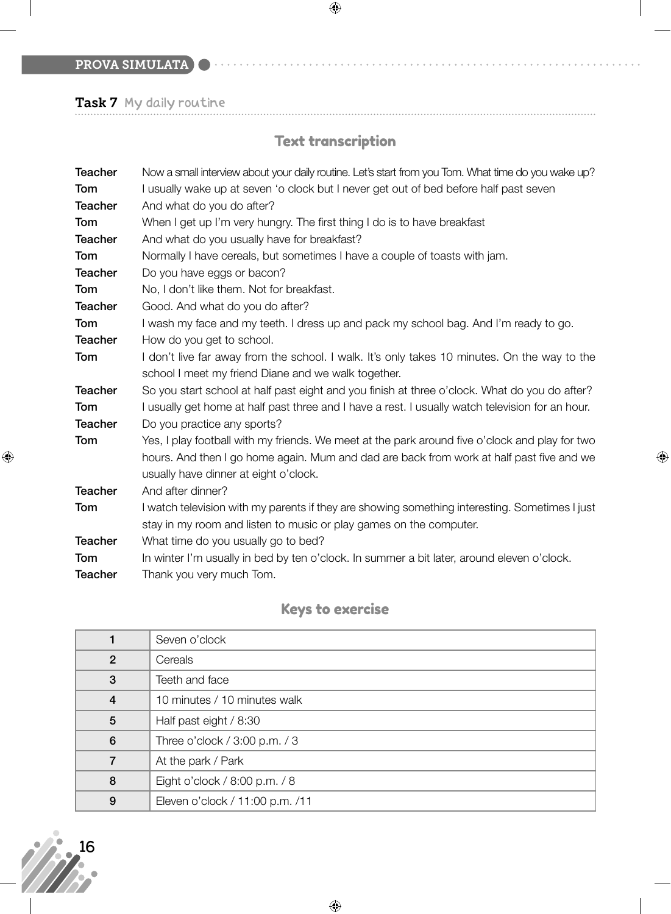## Task 7 My daily routine

### Text transcription

**Teacher** Now a small interview about your daily routine. Let's start from you Tom. What time do you wake up?

**Tom** I usually wake up at seven 'o clock but I never get out of bed before half past seven

**Teacher** And what do you do after?

**Tom** When I get up I'm very hungry. The first thing I do is to have breakfast

**Teacher** And what do you usually have for breakfast?

**Tom** Normally I have cereals, but sometimes I have a couple of toasts with jam.

**Teacher** Do you have eggs or bacon?

**Tom** No, I don't like them. Not for breakfast.

**Teacher** Good. And what do you do after?

**Tom** I wash my face and my teeth. I dress up and pack my school bag. And I'm ready to go.

**Teacher** How do you get to school.

**Tom** I don't live far away from the school. I walk. It's only takes 10 minutes. On the way to the school I meet my friend Diane and we walk together.

**Teacher** So you start school at half past eight and you finish at three o'clock. What do you do after?

**Tom** I usually get home at half past three and I have a rest. I usually watch television for an hour.

**Teacher** Do you practice any sports?

**Tom** Yes, I play football with my friends. We meet at the park around five o'clock and play for two hours. And then I go home again. Mum and dad are back from work at half past five and we usually have dinner at eight o'clock.

**Teacher** And after dinner?

**Tom** I watch television with my parents if they are showing something interesting. Sometimes I just stay in my room and listen to music or play games on the computer.

**Teacher** What time do you usually go to bed?

**Tom** In winter I'm usually in bed by ten o'clock. In summer a bit later, around eleven o'clock.

**Teacher** Thank you very much Tom.

### Keys to exercise

| | |
|---|---|
| 1 | Seven o'clock |
| 2 | Cereals |
| 3 | Teeth and face |
| 4 | 10 minutes / 10 minutes walk |
| 5 | Half past eight / 8:30 |
| 6 | Three o'clock / 3:00 p.m. / 3 |
| 7 | At the park / Park |
| 8 | Eight o'clock / 8:00 p.m. / 8 |
| 9 | Eleven o'clock / 11:00 p.m. /11 |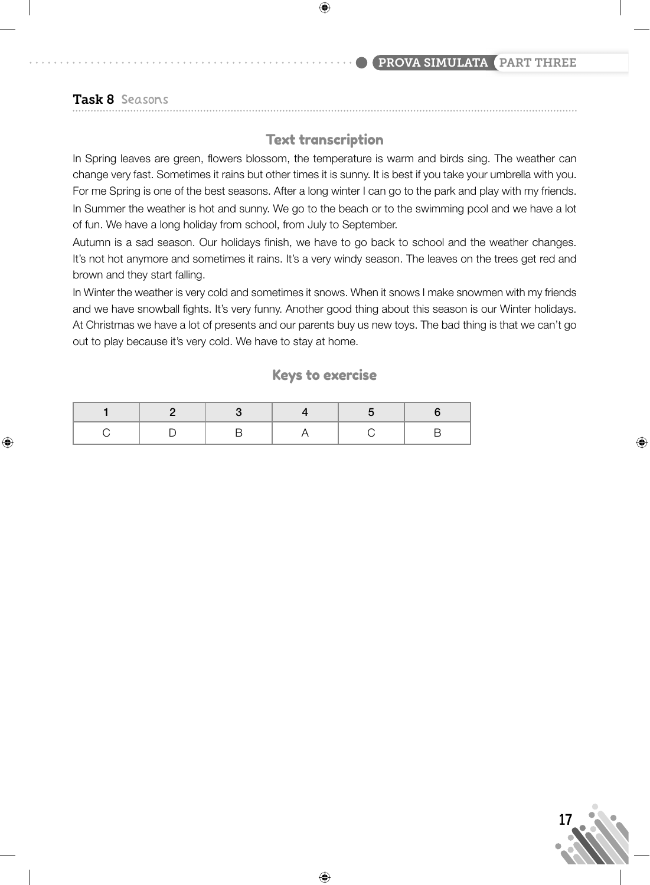## Task 8 Seasons

### Text transcription

In Spring leaves are green, flowers blossom, the temperature is warm and birds sing. The weather can change very fast. Sometimes it rains but other times it is sunny. It is best if you take your umbrella with you. For me Spring is one of the best seasons. After a long winter I can go to the park and play with my friends.

In Summer the weather is hot and sunny. We go to the beach or to the swimming pool and we have a lot of fun. We have a long holiday from school, from July to September.

Autumn is a sad season. Our holidays finish, we have to go back to school and the weather changes. It's not hot anymore and sometimes it rains. It's a very windy season. The leaves on the trees get red and brown and they start falling.

In Winter the weather is very cold and sometimes it snows. When it snows I make snowmen with my friends and we have snowball fights. It's very funny. Another good thing about this season is our Winter holidays. At Christmas we have a lot of presents and our parents buy us new toys. The bad thing is that we can't go out to play because it's very cold. We have to stay at home.

### Keys to exercise

| 1 | 2 | 3 | 4 | 5 | 6 |
|---|---|---|---|---|---|
| C | D | B | A | C | B |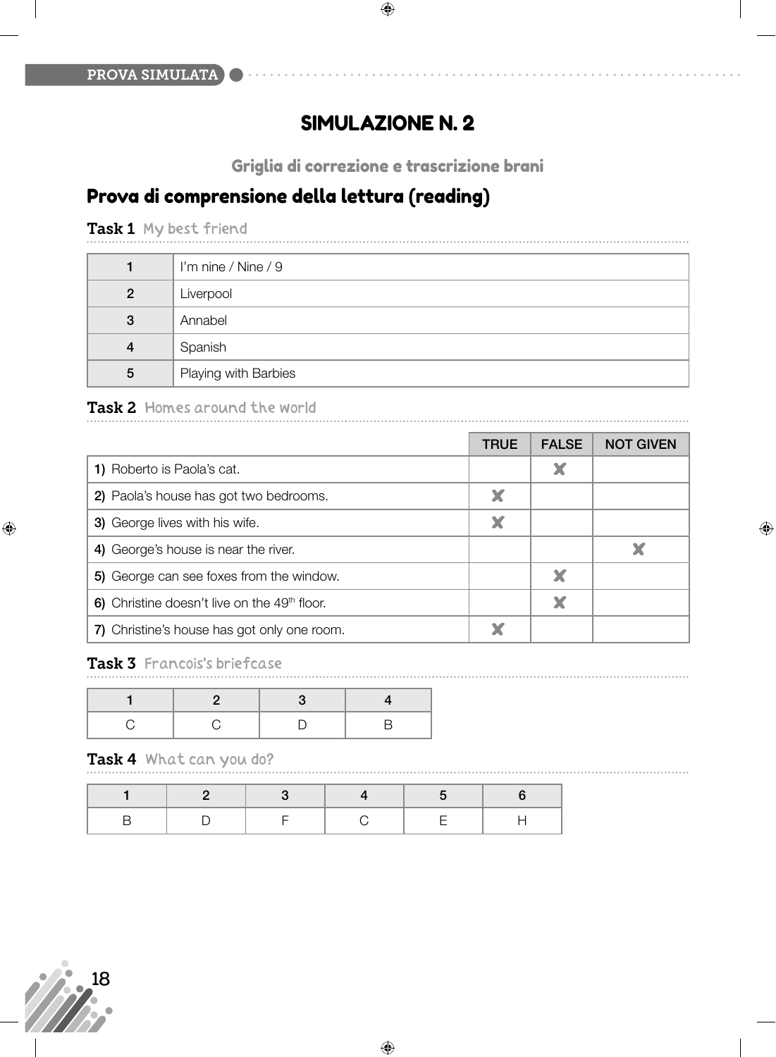# SIMULAZIONE N. 2

### Griglia di correzione e trascrizione brani

## Prova di comprensione della lettura (reading)

**Task 1** My best friend

| | |
|---|---|
| 1 | I'm nine / Nine / 9 |
| 2 | Liverpool |
| 3 | Annabel |
| 4 | Spanish |
| 5 | Playing with Barbies |

**Task 2** Homes around the world

| | TRUE | FALSE | NOT GIVEN |
|---|---|---|---|
| **1)** Roberto is Paola's cat. | | ✘ | |
| **2)** Paola's house has got two bedrooms. | ✘ | | |
| **3)** George lives with his wife. | ✘ | | |
| **4)** George's house is near the river. | | | ✘ |
| **5)** George can see foxes from the window. | | ✘ | |
| **6)** Christine doesn't live on the 49th floor. | | ✘ | |
| **7)** Christine's house has got only one room. | ✘ | | |

**Task 3** Francois's briefcase

| 1 | 2 | 3 | 4 |
|---|---|---|---|
| C | C | D | B |

**Task 4** What can you do?

| 1 | 2 | 3 | 4 | 5 | 6 |
|---|---|---|---|---|---|
| B | D | F | C | E | H |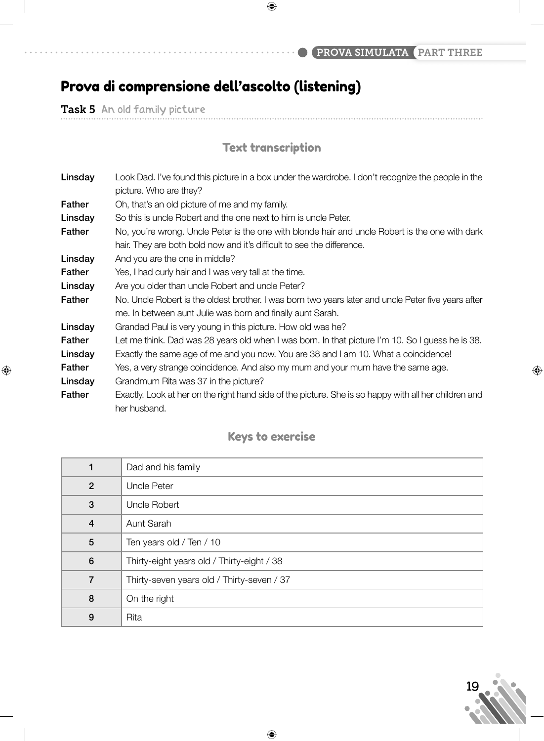# Prova di comprensione dell'ascolto (listening)

**Task 5** An old family picture

## Text transcription

| | |
|---|---|
| **Linsday** | Look Dad. I've found this picture in a box under the wardrobe. I don't recognize the people in the picture. Who are they? |
| **Father** | Oh, that's an old picture of me and my family. |
| **Linsday** | So this is uncle Robert and the one next to him is uncle Peter. |
| **Father** | No, you're wrong. Uncle Peter is the one with blonde hair and uncle Robert is the one with dark hair. They are both bold now and it's difficult to see the difference. |
| **Linsday** | And you are the one in middle? |
| **Father** | Yes, I had curly hair and I was very tall at the time. |
| **Linsday** | Are you older than uncle Robert and uncle Peter? |
| **Father** | No. Uncle Robert is the oldest brother. I was born two years later and uncle Peter five years after me. In between aunt Julie was born and finally aunt Sarah. |
| **Linsday** | Grandad Paul is very young in this picture. How old was he? |
| **Father** | Let me think. Dad was 28 years old when I was born. In that picture I'm 10. So I guess he is 38. |
| **Linsday** | Exactly the same age of me and you now. You are 38 and I am 10. What a coincidence! |
| **Father** | Yes, a very strange coincidence. And also my mum and your mum have the same age. |
| **Linsday** | Grandmum Rita was 37 in the picture? |
| **Father** | Exactly. Look at her on the right hand side of the picture. She is so happy with all her children and her husband. |

## Keys to exercise

| | |
|---|---|
| 1 | Dad and his family |
| 2 | Uncle Peter |
| 3 | Uncle Robert |
| 4 | Aunt Sarah |
| 5 | Ten years old / Ten / 10 |
| 6 | Thirty-eight years old / Thirty-eight / 38 |
| 7 | Thirty-seven years old / Thirty-seven / 37 |
| 8 | On the right |
| 9 | Rita |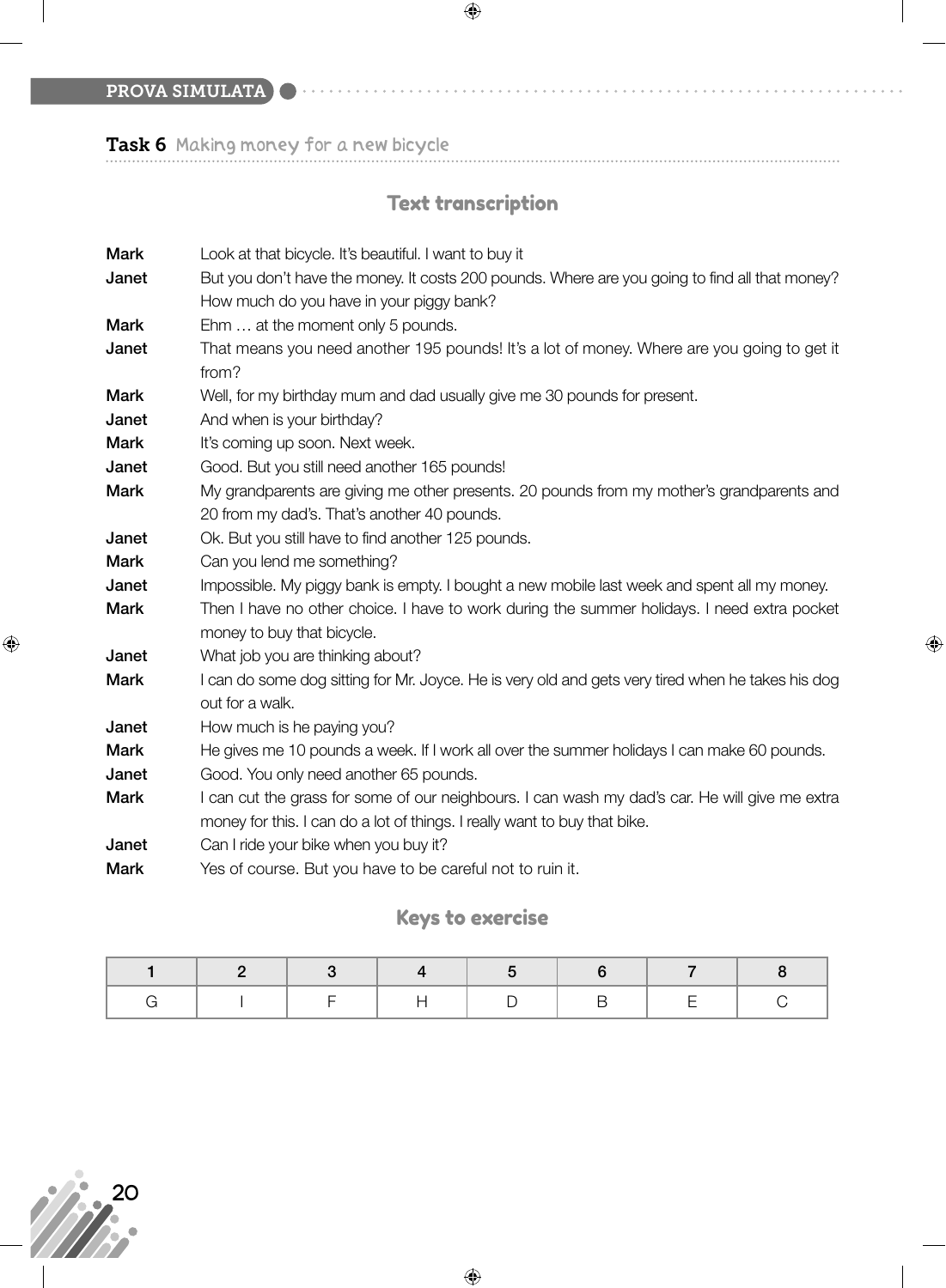## Task 6 Making money for a new bicycle

### Text transcription

**Mark** Look at that bicycle. It's beautiful. I want to buy it

**Janet** But you don't have the money. It costs 200 pounds. Where are you going to find all that money? How much do you have in your piggy bank?

**Mark** Ehm … at the moment only 5 pounds.

**Janet** That means you need another 195 pounds! It's a lot of money. Where are you going to get it from?

**Mark** Well, for my birthday mum and dad usually give me 30 pounds for present.

**Janet** And when is your birthday?

**Mark** It's coming up soon. Next week.

**Janet** Good. But you still need another 165 pounds!

**Mark** My grandparents are giving me other presents. 20 pounds from my mother's grandparents and 20 from my dad's. That's another 40 pounds.

**Janet** Ok. But you still have to find another 125 pounds.

**Mark** Can you lend me something?

**Janet** Impossible. My piggy bank is empty. I bought a new mobile last week and spent all my money.

**Mark** Then I have no other choice. I have to work during the summer holidays. I need extra pocket money to buy that bicycle.

**Janet** What job you are thinking about?

**Mark** I can do some dog sitting for Mr. Joyce. He is very old and gets very tired when he takes his dog out for a walk.

**Janet** How much is he paying you?

**Mark** He gives me 10 pounds a week. If I work all over the summer holidays I can make 60 pounds.

**Janet** Good. You only need another 65 pounds.

**Mark** I can cut the grass for some of our neighbours. I can wash my dad's car. He will give me extra money for this. I can do a lot of things. I really want to buy that bike.

**Janet** Can I ride your bike when you buy it?

**Mark** Yes of course. But you have to be careful not to ruin it.

### Keys to exercise

| 1 | 2 | 3 | 4 | 5 | 6 | 7 | 8 |
|---|---|---|---|---|---|---|---|
| G | I | F | H | D | B | E | C |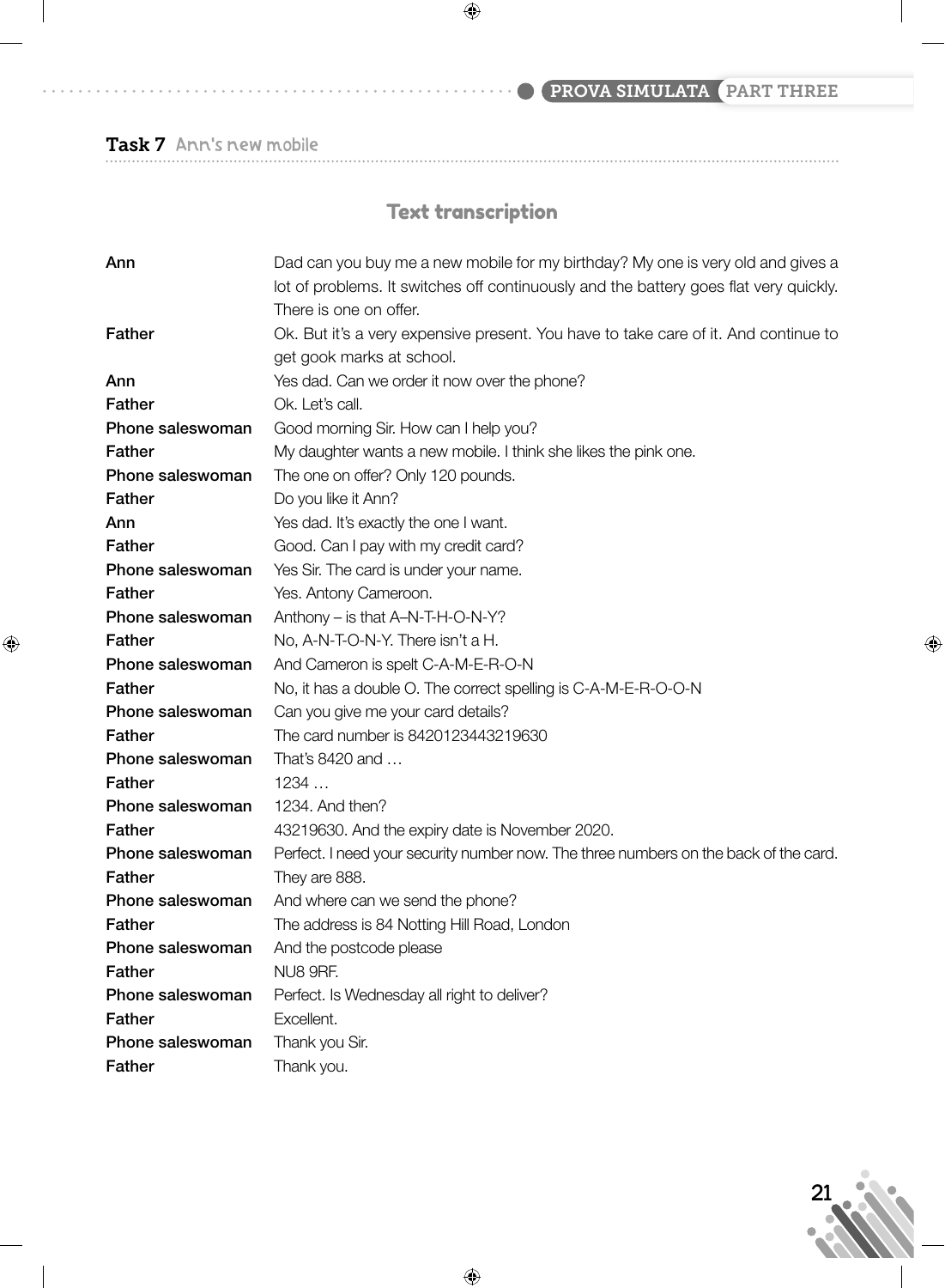## Task 7 Ann's new mobile

### Text transcription

| | |
|---|---|
| **Ann** | Dad can you buy me a new mobile for my birthday? My one is very old and gives a lot of problems. It switches off continuously and the battery goes flat very quickly. There is one on offer. |
| **Father** | Ok. But it's a very expensive present. You have to take care of it. And continue to get gook marks at school. |
| **Ann** | Yes dad. Can we order it now over the phone? |
| **Father** | Ok. Let's call. |
| **Phone saleswoman** | Good morning Sir. How can I help you? |
| **Father** | My daughter wants a new mobile. I think she likes the pink one. |
| **Phone saleswoman** | The one on offer? Only 120 pounds. |
| **Father** | Do you like it Ann? |
| **Ann** | Yes dad. It's exactly the one I want. |
| **Father** | Good. Can I pay with my credit card? |
| **Phone saleswoman** | Yes Sir. The card is under your name. |
| **Father** | Yes. Antony Cameroon. |
| **Phone saleswoman** | Anthony – is that A–N-T-H-O-N-Y? |
| **Father** | No, A-N-T-O-N-Y. There isn't a H. |
| **Phone saleswoman** | And Cameron is spelt C-A-M-E-R-O-N |
| **Father** | No, it has a double O. The correct spelling is C-A-M-E-R-O-O-N |
| **Phone saleswoman** | Can you give me your card details? |
| **Father** | The card number is 8420123443219630 |
| **Phone saleswoman** | That's 8420 and … |
| **Father** | 1234 … |
| **Phone saleswoman** | 1234. And then? |
| **Father** | 43219630. And the expiry date is November 2020. |
| **Phone saleswoman** | Perfect. I need your security number now. The three numbers on the back of the card. |
| **Father** | They are 888. |
| **Phone saleswoman** | And where can we send the phone? |
| **Father** | The address is 84 Notting Hill Road, London |
| **Phone saleswoman** | And the postcode please |
| **Father** | NU8 9RF. |
| **Phone saleswoman** | Perfect. Is Wednesday all right to deliver? |
| **Father** | Excellent. |
| **Phone saleswoman** | Thank you Sir. |
| **Father** | Thank you. |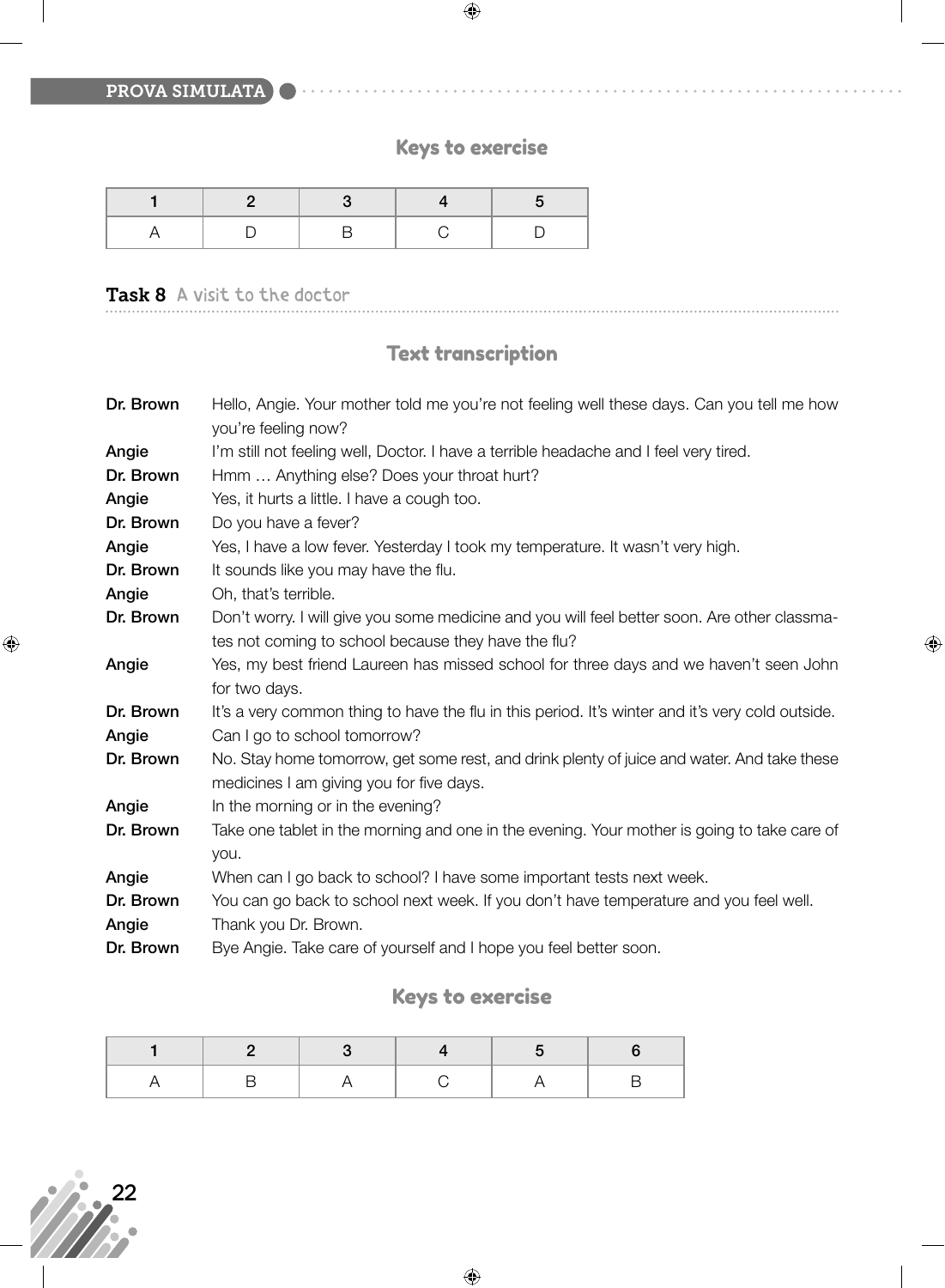## Keys to exercise

| 1 | 2 | 3 | 4 | 5 |
|---|---|---|---|---|
| A | D | B | C | D |

## Task 8 A visit to the doctor

### Text transcription

**Dr. Brown** Hello, Angie. Your mother told me you're not feeling well these days. Can you tell me how you're feeling now?

**Angie** I'm still not feeling well, Doctor. I have a terrible headache and I feel very tired.

**Dr. Brown** Hmm … Anything else? Does your throat hurt?

**Angie** Yes, it hurts a little. I have a cough too.

**Dr. Brown** Do you have a fever?

**Angie** Yes, I have a low fever. Yesterday I took my temperature. It wasn't very high.

**Dr. Brown** It sounds like you may have the flu.

**Angie** Oh, that's terrible.

**Dr. Brown** Don't worry. I will give you some medicine and you will feel better soon. Are other classmates not coming to school because they have the flu?

**Angie** Yes, my best friend Laureen has missed school for three days and we haven't seen John for two days.

**Dr. Brown** It's a very common thing to have the flu in this period. It's winter and it's very cold outside.

**Angie** Can I go to school tomorrow?

**Dr. Brown** No. Stay home tomorrow, get some rest, and drink plenty of juice and water. And take these medicines I am giving you for five days.

**Angie** In the morning or in the evening?

**Dr. Brown** Take one tablet in the morning and one in the evening. Your mother is going to take care of you.

**Angie** When can I go back to school? I have some important tests next week.

**Dr. Brown** You can go back to school next week. If you don't have temperature and you feel well.

**Angie** Thank you Dr. Brown.

**Dr. Brown** Bye Angie. Take care of yourself and I hope you feel better soon.

### Keys to exercise

| 1 | 2 | 3 | 4 | 5 | 6 |
|---|---|---|---|---|---|
| A | B | A | C | A | B |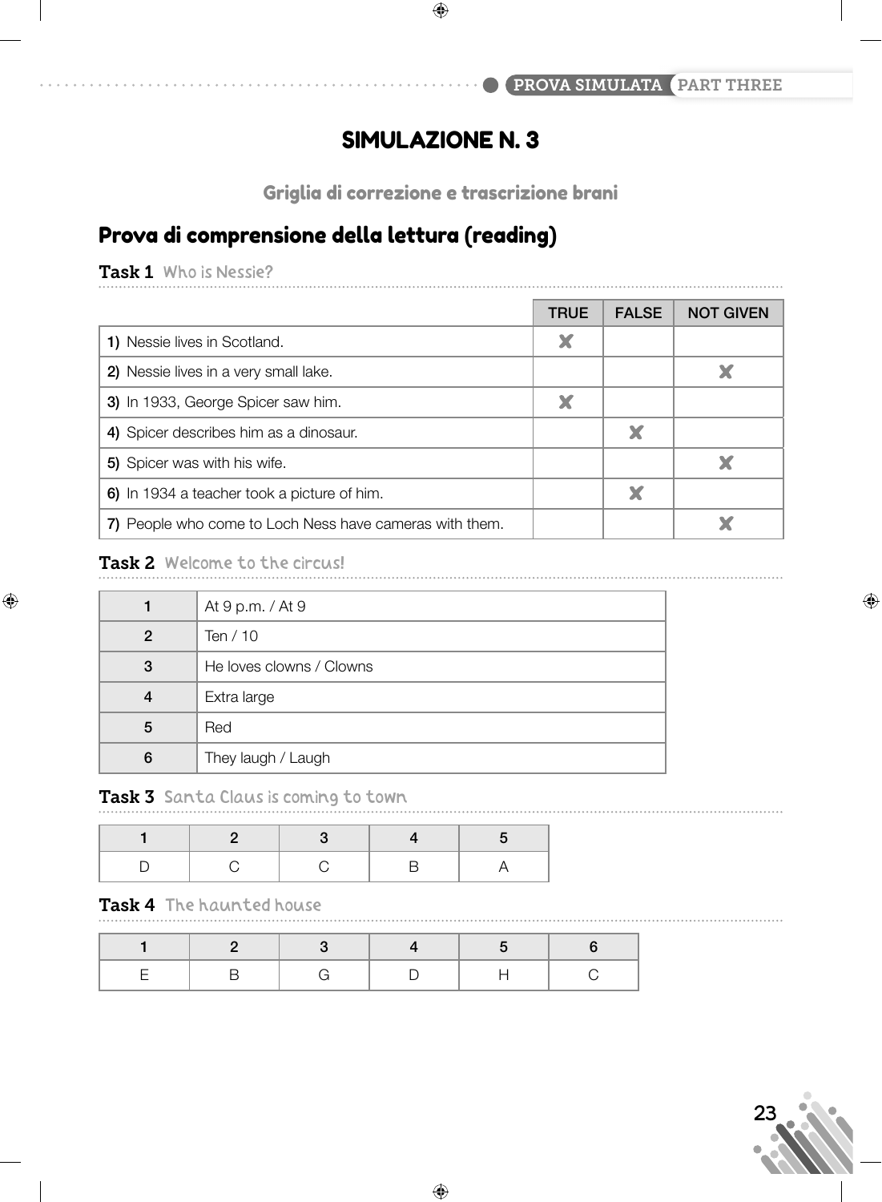# SIMULAZIONE N. 3

## Griglia di correzione e trascrizione brani

## Prova di comprensione della lettura (reading)

### Task 1 Who is Nessie?

| | TRUE | FALSE | NOT GIVEN |
|---|---|---|---|
| **1)** Nessie lives in Scotland. | ✘ | | |
| **2)** Nessie lives in a very small lake. | | | ✘ |
| **3)** In 1933, George Spicer saw him. | ✘ | | |
| **4)** Spicer describes him as a dinosaur. | | ✘ | |
| **5)** Spicer was with his wife. | | | ✘ |
| **6)** In 1934 a teacher took a picture of him. | | ✘ | |
| **7)** People who come to Loch Ness have cameras with them. | | | ✘ |

### Task 2 Welcome to the circus!

| | |
|---|---|
| 1 | At 9 p.m. / At 9 |
| 2 | Ten / 10 |
| 3 | He loves clowns / Clowns |
| 4 | Extra large |
| 5 | Red |
| 6 | They laugh / Laugh |

### Task 3 Santa Claus is coming to town

| 1 | 2 | 3 | 4 | 5 |
|---|---|---|---|---|
| D | C | C | B | A |

### Task 4 The haunted house

| 1 | 2 | 3 | 4 | 5 | 6 |
|---|---|---|---|---|---|
| E | B | G | D | H | C |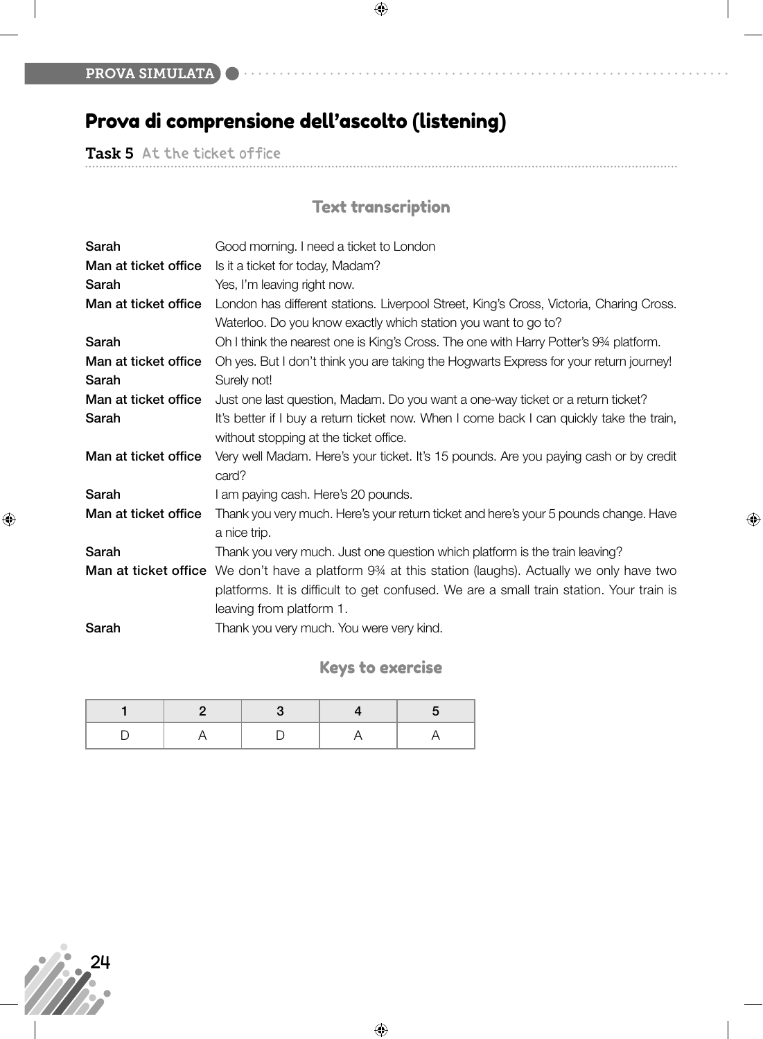# Prova di comprensione dell'ascolto (listening)

**Task 5** At the ticket office

## Text transcription

| | |
|---|---|
| **Sarah** | Good morning. I need a ticket to London |
| **Man at ticket office** | Is it a ticket for today, Madam? |
| **Sarah** | Yes, I'm leaving right now. |
| **Man at ticket office** | London has different stations. Liverpool Street, King's Cross, Victoria, Charing Cross. Waterloo. Do you know exactly which station you want to go to? |
| **Sarah** | Oh I think the nearest one is King's Cross. The one with Harry Potter's 9¾ platform. |
| **Man at ticket office** | Oh yes. But I don't think you are taking the Hogwarts Express for your return journey! |
| **Sarah** | Surely not! |
| **Man at ticket office** | Just one last question, Madam. Do you want a one-way ticket or a return ticket? |
| **Sarah** | It's better if I buy a return ticket now. When I come back I can quickly take the train, without stopping at the ticket office. |
| **Man at ticket office** | Very well Madam. Here's your ticket. It's 15 pounds. Are you paying cash or by credit card? |
| **Sarah** | I am paying cash. Here's 20 pounds. |
| **Man at ticket office** | Thank you very much. Here's your return ticket and here's your 5 pounds change. Have a nice trip. |
| **Sarah** | Thank you very much. Just one question which platform is the train leaving? |
| **Man at ticket office** | We don't have a platform 9¾ at this station (laughs). Actually we only have two platforms. It is difficult to get confused. We are a small train station. Your train is leaving from platform 1. |
| **Sarah** | Thank you very much. You were very kind. |

## Keys to exercise

| 1 | 2 | 3 | 4 | 5 |
|---|---|---|---|---|
| D | A | D | A | A |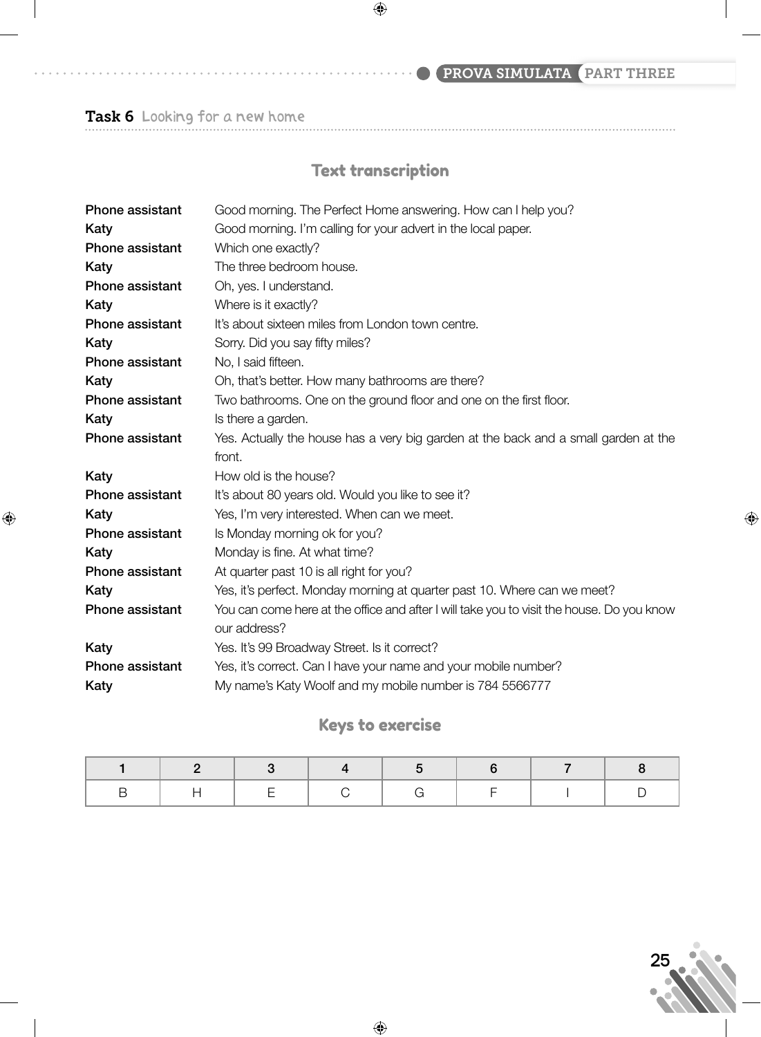## Task 6 Looking for a new home

### Text transcription

| | |
|---|---|
| **Phone assistant** | Good morning. The Perfect Home answering. How can I help you? |
| **Katy** | Good morning. I'm calling for your advert in the local paper. |
| **Phone assistant** | Which one exactly? |
| **Katy** | The three bedroom house. |
| **Phone assistant** | Oh, yes. I understand. |
| **Katy** | Where is it exactly? |
| **Phone assistant** | It's about sixteen miles from London town centre. |
| **Katy** | Sorry. Did you say fifty miles? |
| **Phone assistant** | No, I said fifteen. |
| **Katy** | Oh, that's better. How many bathrooms are there? |
| **Phone assistant** | Two bathrooms. One on the ground floor and one on the first floor. |
| **Katy** | Is there a garden. |
| **Phone assistant** | Yes. Actually the house has a very big garden at the back and a small garden at the front. |
| **Katy** | How old is the house? |
| **Phone assistant** | It's about 80 years old. Would you like to see it? |
| **Katy** | Yes, I'm very interested. When can we meet. |
| **Phone assistant** | Is Monday morning ok for you? |
| **Katy** | Monday is fine. At what time? |
| **Phone assistant** | At quarter past 10 is all right for you? |
| **Katy** | Yes, it's perfect. Monday morning at quarter past 10. Where can we meet? |
| **Phone assistant** | You can come here at the office and after I will take you to visit the house. Do you know our address? |
| **Katy** | Yes. It's 99 Broadway Street. Is it correct? |
| **Phone assistant** | Yes, it's correct. Can I have your name and your mobile number? |
| **Katy** | My name's Katy Woolf and my mobile number is 784 5566777 |

### Keys to exercise

| 1 | 2 | 3 | 4 | 5 | 6 | 7 | 8 |
|---|---|---|---|---|---|---|---|
| B | H | E | C | G | F | I | D |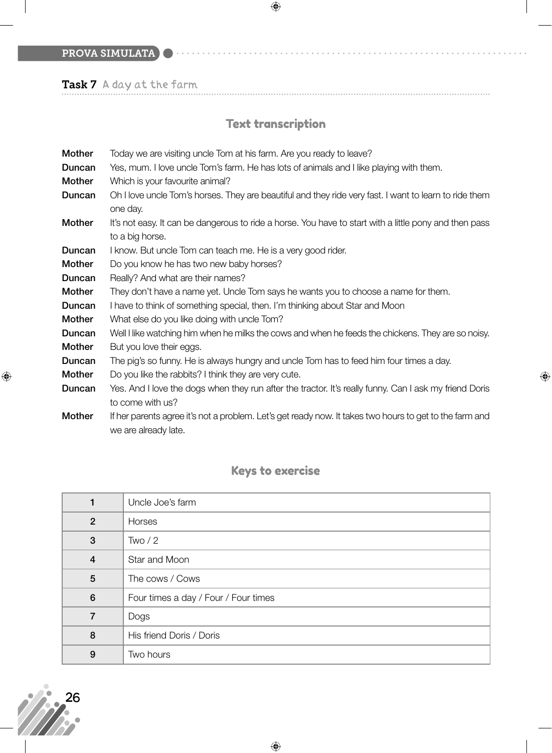## Task 7 A day at the farm

### Text transcription

**Mother** Today we are visiting uncle Tom at his farm. Are you ready to leave?

**Duncan** Yes, mum. I love uncle Tom's farm. He has lots of animals and I like playing with them.

**Mother** Which is your favourite animal?

**Duncan** Oh I love uncle Tom's horses. They are beautiful and they ride very fast. I want to learn to ride them one day.

**Mother** It's not easy. It can be dangerous to ride a horse. You have to start with a little pony and then pass to a big horse.

**Duncan** I know. But uncle Tom can teach me. He is a very good rider.

**Mother** Do you know he has two new baby horses?

**Duncan** Really? And what are their names?

**Mother** They don't have a name yet. Uncle Tom says he wants you to choose a name for them.

**Duncan** I have to think of something special, then. I'm thinking about Star and Moon

**Mother** What else do you like doing with uncle Tom?

**Duncan** Well I like watching him when he milks the cows and when he feeds the chickens. They are so noisy.

**Mother** But you love their eggs.

**Duncan** The pig's so funny. He is always hungry and uncle Tom has to feed him four times a day.

**Mother** Do you like the rabbits? I think they are very cute.

**Duncan** Yes. And I love the dogs when they run after the tractor. It's really funny. Can I ask my friend Doris to come with us?

**Mother** If her parents agree it's not a problem. Let's get ready now. It takes two hours to get to the farm and we are already late.

### Keys to exercise

| | |
|---|---|
| 1 | Uncle Joe's farm |
| 2 | Horses |
| 3 | Two / 2 |
| 4 | Star and Moon |
| 5 | The cows / Cows |
| 6 | Four times a day / Four / Four times |
| 7 | Dogs |
| 8 | His friend Doris / Doris |
| 9 | Two hours |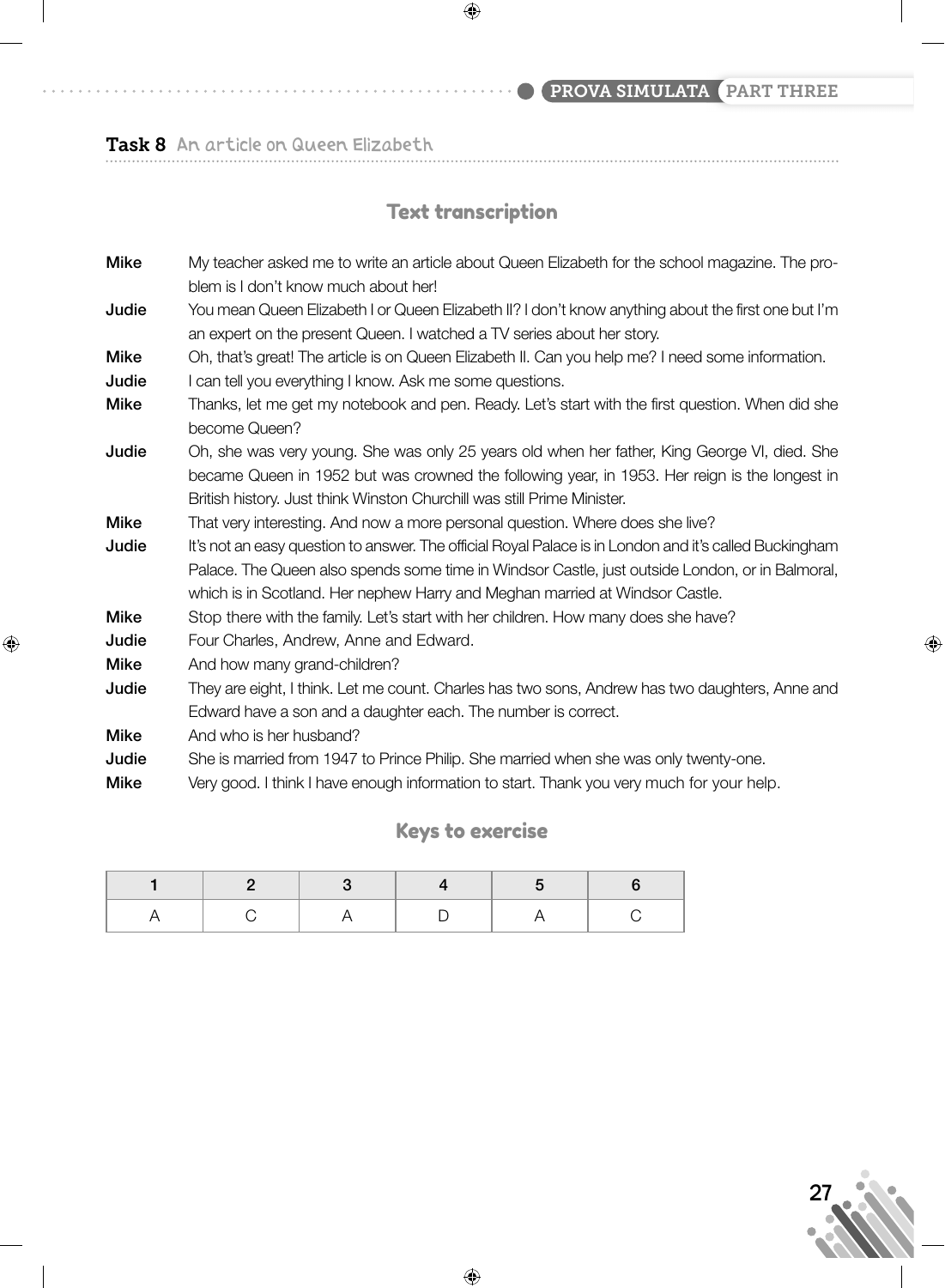## Task 8 An article on Queen Elizabeth

### Text transcription

**Mike** My teacher asked me to write an article about Queen Elizabeth for the school magazine. The problem is I don't know much about her!

**Judie** You mean Queen Elizabeth I or Queen Elizabeth II? I don't know anything about the first one but I'm an expert on the present Queen. I watched a TV series about her story.

**Mike** Oh, that's great! The article is on Queen Elizabeth II. Can you help me? I need some information.

**Judie** I can tell you everything I know. Ask me some questions.

**Mike** Thanks, let me get my notebook and pen. Ready. Let's start with the first question. When did she become Queen?

**Judie** Oh, she was very young. She was only 25 years old when her father, King George VI, died. She became Queen in 1952 but was crowned the following year, in 1953. Her reign is the longest in British history. Just think Winston Churchill was still Prime Minister.

**Mike** That very interesting. And now a more personal question. Where does she live?

**Judie** It's not an easy question to answer. The official Royal Palace is in London and it's called Buckingham Palace. The Queen also spends some time in Windsor Castle, just outside London, or in Balmoral, which is in Scotland. Her nephew Harry and Meghan married at Windsor Castle.

**Mike** Stop there with the family. Let's start with her children. How many does she have?

**Judie** Four Charles, Andrew, Anne and Edward.

**Mike** And how many grand-children?

**Judie** They are eight, I think. Let me count. Charles has two sons, Andrew has two daughters, Anne and Edward have a son and a daughter each. The number is correct.

**Mike** And who is her husband?

**Judie** She is married from 1947 to Prince Philip. She married when she was only twenty-one.

**Mike** Very good. I think I have enough information to start. Thank you very much for your help.

### Keys to exercise

| 1 | 2 | 3 | 4 | 5 | 6 |
|---|---|---|---|---|---|
| A | C | A | D | A | C |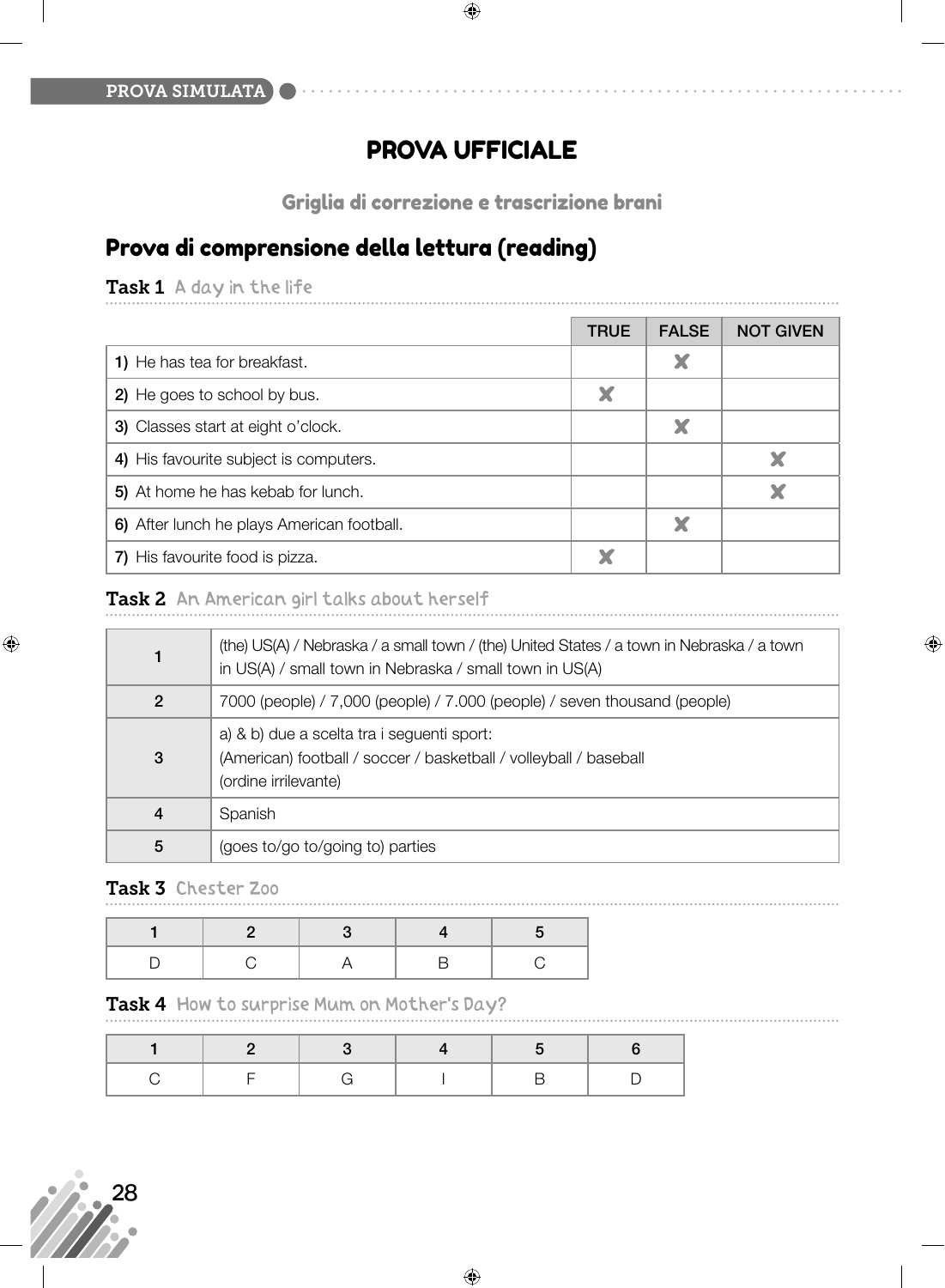# PROVA UFFICIALE

## Griglia di correzione e trascrizione brani

## Prova di comprensione della lettura (reading)

### Task 1 A day in the life

| | TRUE | FALSE | NOT GIVEN |
|---|---|---|---|
| **1)** He has tea for breakfast. | | ✘ | |
| **2)** He goes to school by bus. | ✘ | | |
| **3)** Classes start at eight o'clock. | | ✘ | |
| **4)** His favourite subject is computers. | | | ✘ |
| **5)** At home he has kebab for lunch. | | | ✘ |
| **6)** After lunch he plays American football. | | ✘ | |
| **7)** His favourite food is pizza. | ✘ | | |

### Task 2 An American girl talks about herself

| | |
|---|---|
| 1 | (the) US(A) / Nebraska / a small town / (the) United States / a town in Nebraska / a town in US(A) / small town in Nebraska / small town in US(A) |
| 2 | 7000 (people) / 7,000 (people) / 7.000 (people) / seven thousand (people) |
| 3 | a) & b) due a scelta tra i seguenti sport:<br>(American) football / soccer / basketball / volleyball / baseball<br>(ordine irrilevante) |
| 4 | Spanish |
| 5 | (goes to/go to/going to) parties |

### Task 3 Chester Zoo

| 1 | 2 | 3 | 4 | 5 |
|---|---|---|---|---|
| D | C | A | B | C |

### Task 4 How to surprise Mum on Mother's Day?

| 1 | 2 | 3 | 4 | 5 | 6 |
|---|---|---|---|---|---|
| C | F | G | I | B | D |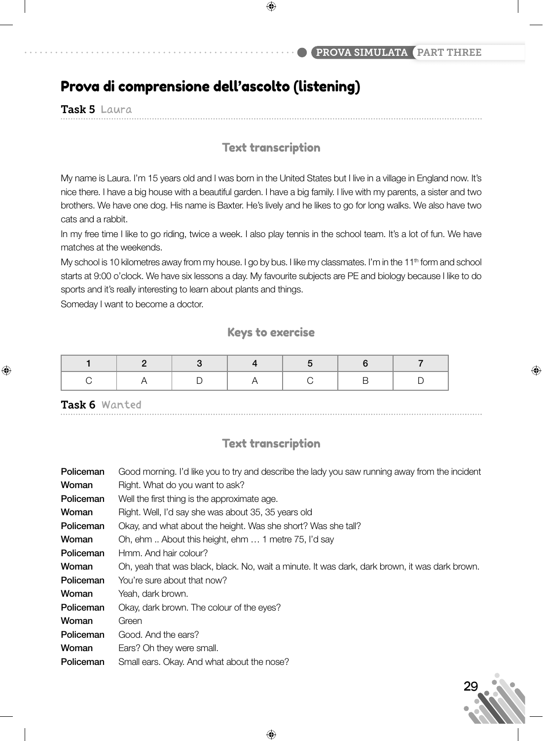# Prova di comprensione dell'ascolto (listening)

## Task 5 Laura

### Text transcription

My name is Laura. I'm 15 years old and I was born in the United States but I live in a village in England now. It's nice there. I have a big house with a beautiful garden. I have a big family. I live with my parents, a sister and two brothers. We have one dog. His name is Baxter. He's lively and he likes to go for long walks. We also have two cats and a rabbit.

In my free time I like to go riding, twice a week. I also play tennis in the school team. It's a lot of fun. We have matches at the weekends.

My school is 10 kilometres away from my house. I go by bus. I like my classmates. I'm in the 11th form and school starts at 9:00 o'clock. We have six lessons a day. My favourite subjects are PE and biology because I like to do sports and it's really interesting to learn about plants and things.

Someday I want to become a doctor.

### Keys to exercise

| 1 | 2 | 3 | 4 | 5 | 6 | 7 |
|---|---|---|---|---|---|---|
| C | A | D | A | C | B | D |

## Task 6 Wanted

### Text transcription

**Policeman** Good morning. I'd like you to try and describe the lady you saw running away from the incident

**Woman** Right. What do you want to ask?

**Policeman** Well the first thing is the approximate age.

**Woman** Right. Well, I'd say she was about 35, 35 years old

**Policeman** Okay, and what about the height. Was she short? Was she tall?

**Woman** Oh, ehm .. About this height, ehm … 1 metre 75, I'd say

**Policeman** Hmm. And hair colour?

**Woman** Oh, yeah that was black, black. No, wait a minute. It was dark, dark brown, it was dark brown.

**Policeman** You're sure about that now?

**Woman** Yeah, dark brown.

**Policeman** Okay, dark brown. The colour of the eyes?

**Woman** Green

**Policeman** Good. And the ears?

**Woman** Ears? Oh they were small.

**Policeman** Small ears. Okay. And what about the nose?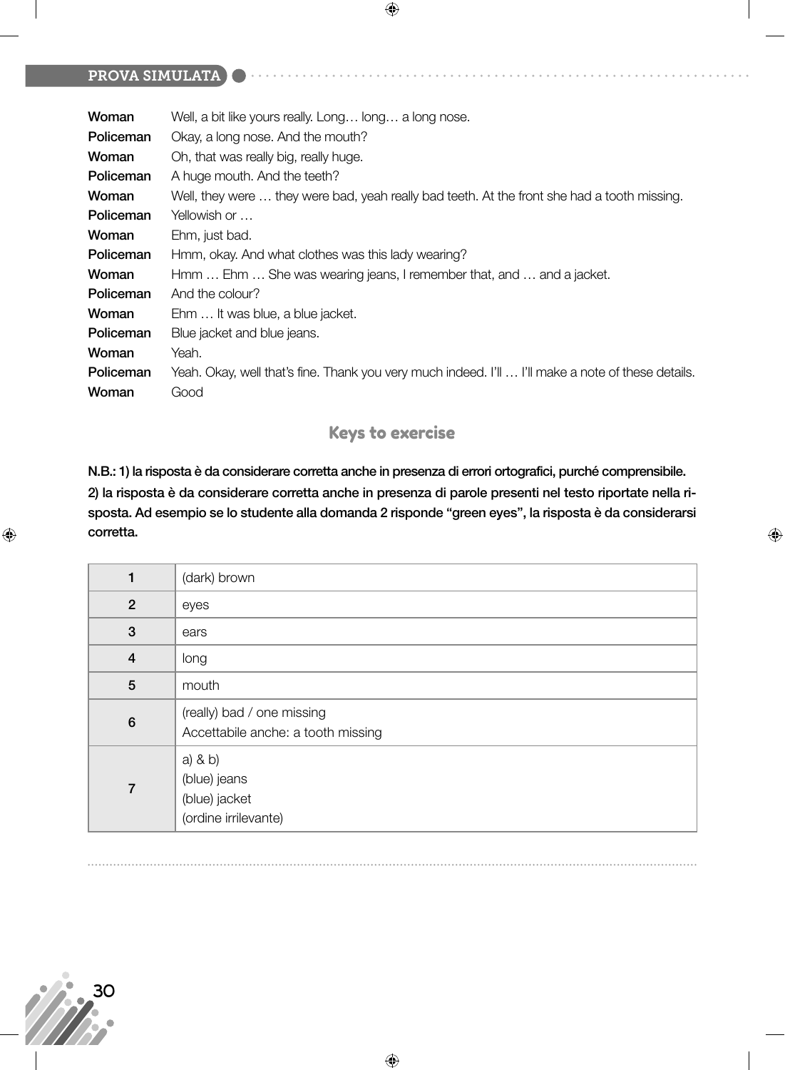**Woman** Well, a bit like yours really. Long… long… a long nose.
**Policeman** Okay, a long nose. And the mouth?
**Woman** Oh, that was really big, really huge.
**Policeman** A huge mouth. And the teeth?
**Woman** Well, they were … they were bad, yeah really bad teeth. At the front she had a tooth missing.
**Policeman** Yellowish or …
**Woman** Ehm, just bad.
**Policeman** Hmm, okay. And what clothes was this lady wearing?
**Woman** Hmm … Ehm … She was wearing jeans, I remember that, and … and a jacket.
**Policeman** And the colour?
**Woman** Ehm … It was blue, a blue jacket.
**Policeman** Blue jacket and blue jeans.
**Woman** Yeah.
**Policeman** Yeah. Okay, well that's fine. Thank you very much indeed. I'll … I'll make a note of these details.
**Woman** Good

## Keys to exercise

**N.B.: 1) la risposta è da considerare corretta anche in presenza di errori ortografici, purché comprensibile.**
**2) la risposta è da considerare corretta anche in presenza di parole presenti nel testo riportate nella risposta. Ad esempio se lo studente alla domanda 2 risponde "green eyes", la risposta è da considerarsi corretta.**

| | |
|---|---|
| 1 | (dark) brown |
| 2 | eyes |
| 3 | ears |
| 4 | long |
| 5 | mouth |
| 6 | (really) bad / one missing<br>Accettabile anche: a tooth missing |
| 7 | a) & b)<br>(blue) jeans<br>(blue) jacket<br>(ordine irrilevante) |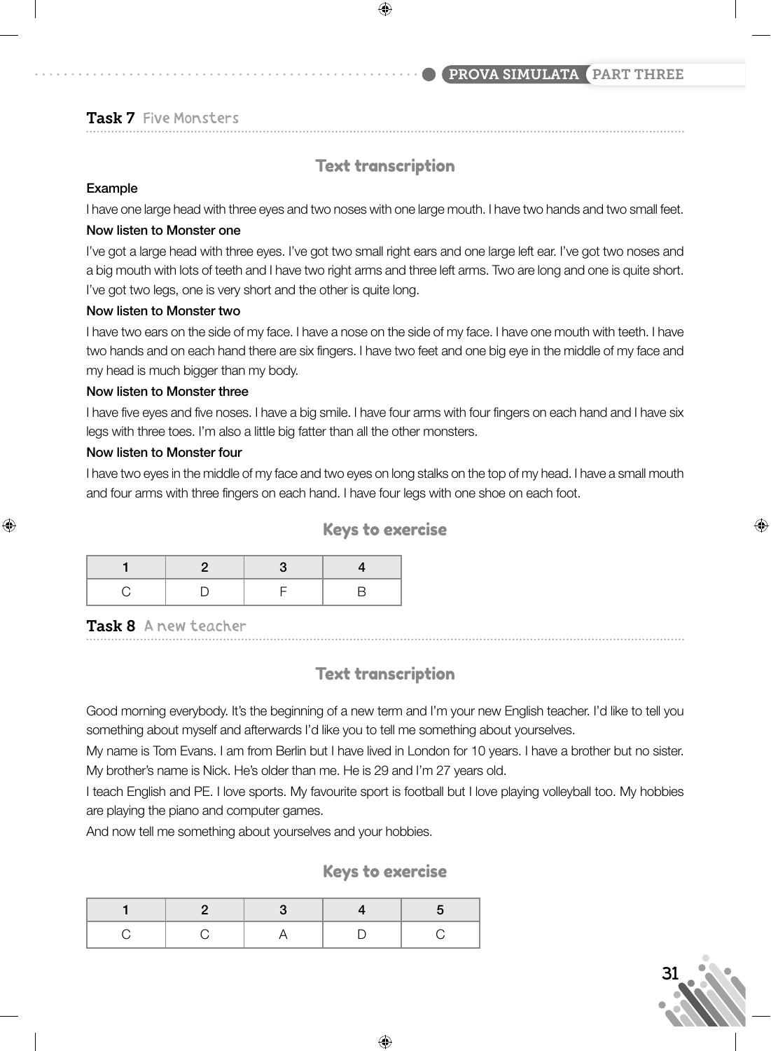## Task 7 Five Monsters

### Text transcription

**Example**

I have one large head with three eyes and two noses with one large mouth. I have two hands and two small feet.

**Now listen to Monster one**

I've got a large head with three eyes. I've got two small right ears and one large left ear. I've got two noses and a big mouth with lots of teeth and I have two right arms and three left arms. Two are long and one is quite short. I've got two legs, one is very short and the other is quite long.

**Now listen to Monster two**

I have two ears on the side of my face. I have a nose on the side of my face. I have one mouth with teeth. I have two hands and on each hand there are six fingers. I have two feet and one big eye in the middle of my face and my head is much bigger than my body.

**Now listen to Monster three**

I have five eyes and five noses. I have a big smile. I have four arms with four fingers on each hand and I have six legs with three toes. I'm also a little big fatter than all the other monsters.

**Now listen to Monster four**

I have two eyes in the middle of my face and two eyes on long stalks on the top of my head. I have a small mouth and four arms with three fingers on each hand. I have four legs with one shoe on each foot.

### Keys to exercise

| 1 | 2 | 3 | 4 |
|---|---|---|---|
| C | D | F | B |

## Task 8 A new teacher

### Text transcription

Good morning everybody. It's the beginning of a new term and I'm your new English teacher. I'd like to tell you something about myself and afterwards I'd like you to tell me something about yourselves.

My name is Tom Evans. I am from Berlin but I have lived in London for 10 years. I have a brother but no sister. My brother's name is Nick. He's older than me. He is 29 and I'm 27 years old.

I teach English and PE. I love sports. My favourite sport is football but I love playing volleyball too. My hobbies are playing the piano and computer games.

And now tell me something about yourselves and your hobbies.

### Keys to exercise

| 1 | 2 | 3 | 4 | 5 |
|---|---|---|---|---|
| C | C | A | D | C |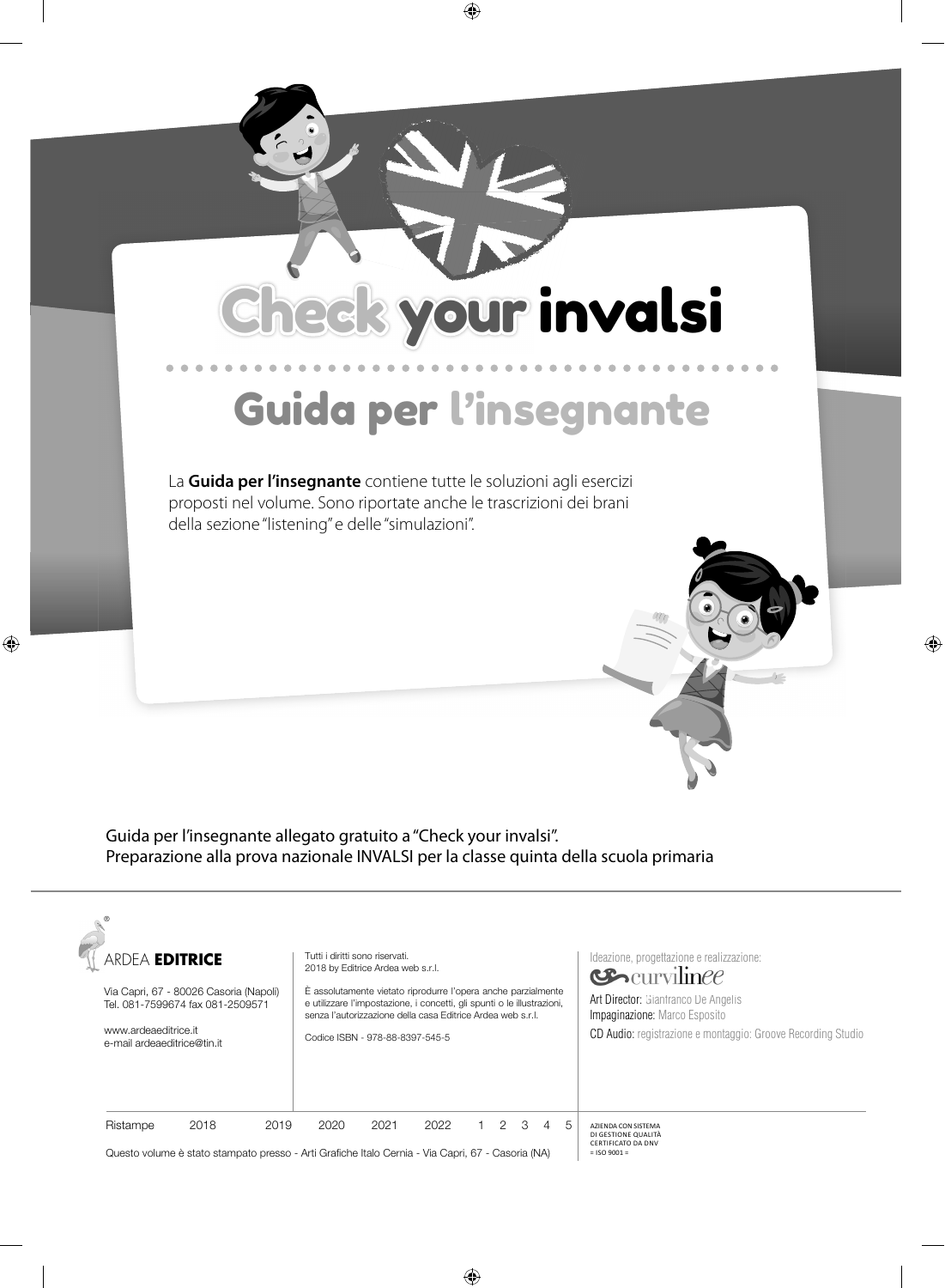# Check your invalsi

## Guida per l'insegnante

La **Guida per l'insegnante** contiene tutte le soluzioni agli esercizi proposti nel volume. Sono riportate anche le trascrizioni dei brani della sezione "listening" e delle "simulazioni".

Guida per l'insegnante allegato gratuito a "Check your invalsi".
Preparazione alla prova nazionale INVALSI per la classe quinta della scuola primaria

ARDEA **EDITRICE**

Via Capri, 67 - 80026 Casoria (Napoli)
Tel. 081-7599674 fax 081-2509571

www.ardeaeditrice.it
e-mail ardeaeditrice@tin.it

Tutti i diritti sono riservati.
2018 by Editrice Ardea web s.r.l.

È assolutamente vietato riprodurre l'opera anche parzialmente e utilizzare l'impostazione, i concetti, gli spunti o le illustrazioni, senza l'autorizzazione della casa Editrice Ardea web s.r.l.

Codice ISBN - 978-88-8397-545-5

Ideazione, progettazione e realizzazione:
curvilinee

Art Director: Gianfranco De Angelis
Impaginazione: Marco Esposito
CD Audio: registrazione e montaggio: Groove Recording Studio

Ristampe 2018 2019 2020 2021 2022 1 2 3 4 5

Questo volume è stato stampato presso - Arti Grafiche Italo Cernia - Via Capri, 67 - Casoria (NA)

AZIENDA CON SISTEMA DI GESTIONE QUALITÀ CERTIFICATO DA DNV = ISO 9001 =